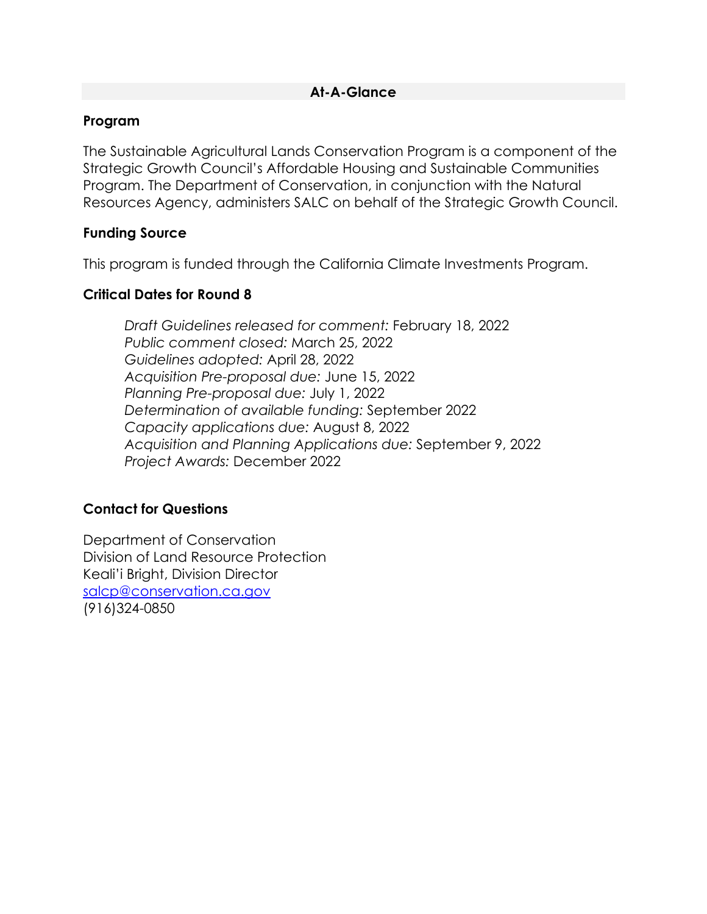## At-A-Glance

### Program

The Sustainable Agricultural Lands Conservation Program is a component of the Strategic Growth Council's Affordable Housing and Sustainable Communities Program. The Department of Conservation, in conjunction with the Natural Resources Agency, administers SALC on behalf of the Strategic Growth Council.

### Funding Source

This program is funded through the California Climate Investments Program.

### Critical Dates for Round 8

*Draft Guidelines released for comment:* February 18, 2022
*Public comment closed:* March 25, 2022
*Guidelines adopted:* April 28, 2022
*Acquisition Pre-proposal due:* June 15, 2022
*Planning Pre-proposal due:* July 1, 2022
*Determination of available funding:* September 2022
*Capacity applications due:* August 8, 2022
*Acquisition and Planning Applications due:* September 9, 2022
*Project Awards:* December 2022

### Contact for Questions

Department of Conservation
Division of Land Resource Protection
Keali'i Bright, Division Director
[salcp@conservation.ca.gov](mailto:salcp@conservation.ca.gov)
(916)324-0850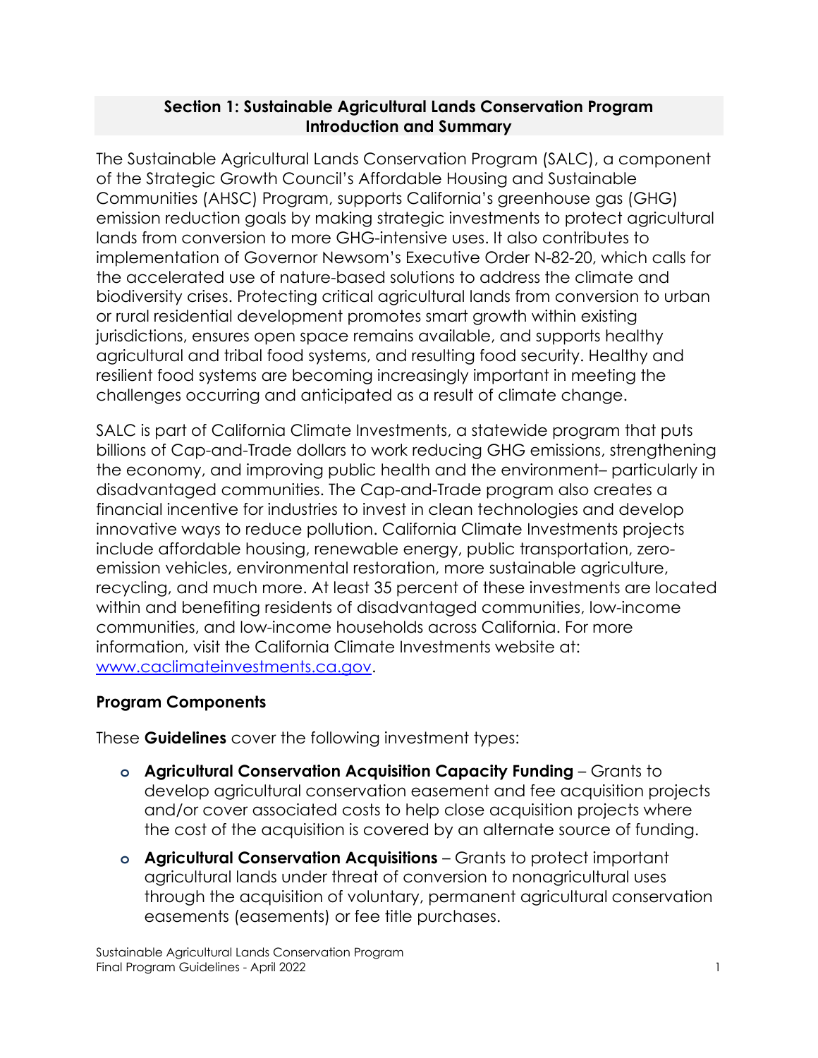## Section 1: Sustainable Agricultural Lands Conservation Program Introduction and Summary

The Sustainable Agricultural Lands Conservation Program (SALC), a component of the Strategic Growth Council's Affordable Housing and Sustainable Communities (AHSC) Program, supports California's greenhouse gas (GHG) emission reduction goals by making strategic investments to protect agricultural lands from conversion to more GHG-intensive uses. It also contributes to implementation of Governor Newsom's Executive Order N-82-20, which calls for the accelerated use of nature-based solutions to address the climate and biodiversity crises. Protecting critical agricultural lands from conversion to urban or rural residential development promotes smart growth within existing jurisdictions, ensures open space remains available, and supports healthy agricultural and tribal food systems, and resulting food security. Healthy and resilient food systems are becoming increasingly important in meeting the challenges occurring and anticipated as a result of climate change.

SALC is part of California Climate Investments, a statewide program that puts billions of Cap-and-Trade dollars to work reducing GHG emissions, strengthening the economy, and improving public health and the environment– particularly in disadvantaged communities. The Cap-and-Trade program also creates a financial incentive for industries to invest in clean technologies and develop innovative ways to reduce pollution. California Climate Investments projects include affordable housing, renewable energy, public transportation, zero-emission vehicles, environmental restoration, more sustainable agriculture, recycling, and much more. At least 35 percent of these investments are located within and benefiting residents of disadvantaged communities, low-income communities, and low-income households across California. For more information, visit the California Climate Investments website at: [www.caclimateinvestments.ca.gov](http://www.caclimateinvestments.ca.gov).

### Program Components

These **Guidelines** cover the following investment types:

- **Agricultural Conservation Acquisition Capacity Funding** – Grants to develop agricultural conservation easement and fee acquisition projects and/or cover associated costs to help close acquisition projects where the cost of the acquisition is covered by an alternate source of funding.
- **Agricultural Conservation Acquisitions** – Grants to protect important agricultural lands under threat of conversion to nonagricultural uses through the acquisition of voluntary, permanent agricultural conservation easements (easements) or fee title purchases.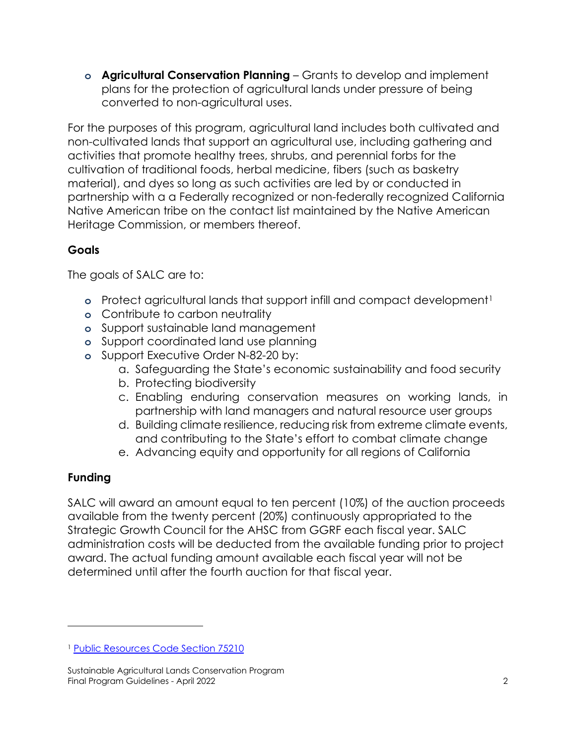- **Agricultural Conservation Planning** – Grants to develop and implement plans for the protection of agricultural lands under pressure of being converted to non-agricultural uses.

For the purposes of this program, agricultural land includes both cultivated and non-cultivated lands that support an agricultural use, including gathering and activities that promote healthy trees, shrubs, and perennial forbs for the cultivation of traditional foods, herbal medicine, fibers (such as basketry material), and dyes so long as such activities are led by or conducted in partnership with a a Federally recognized or non-federally recognized California Native American tribe on the contact list maintained by the Native American Heritage Commission, or members thereof.

### Goals

The goals of SALC are to:

- Protect agricultural lands that support infill and compact development[1]
- Contribute to carbon neutrality
- Support sustainable land management
- Support coordinated land use planning
- Support Executive Order N-82-20 by:
  a. Safeguarding the State's economic sustainability and food security
  b. Protecting biodiversity
  c. Enabling enduring conservation measures on working lands, in partnership with land managers and natural resource user groups
  d. Building climate resilience, reducing risk from extreme climate events, and contributing to the State's effort to combat climate change
  e. Advancing equity and opportunity for all regions of California

### Funding

SALC will award an amount equal to ten percent (10%) of the auction proceeds available from the twenty percent (20%) continuously appropriated to the Strategic Growth Council for the AHSC from GGRF each fiscal year. SALC administration costs will be deducted from the available funding prior to project award. The actual funding amount available each fiscal year will not be determined until after the fourth auction for that fiscal year.

---

[1] Public Resources Code Section 75210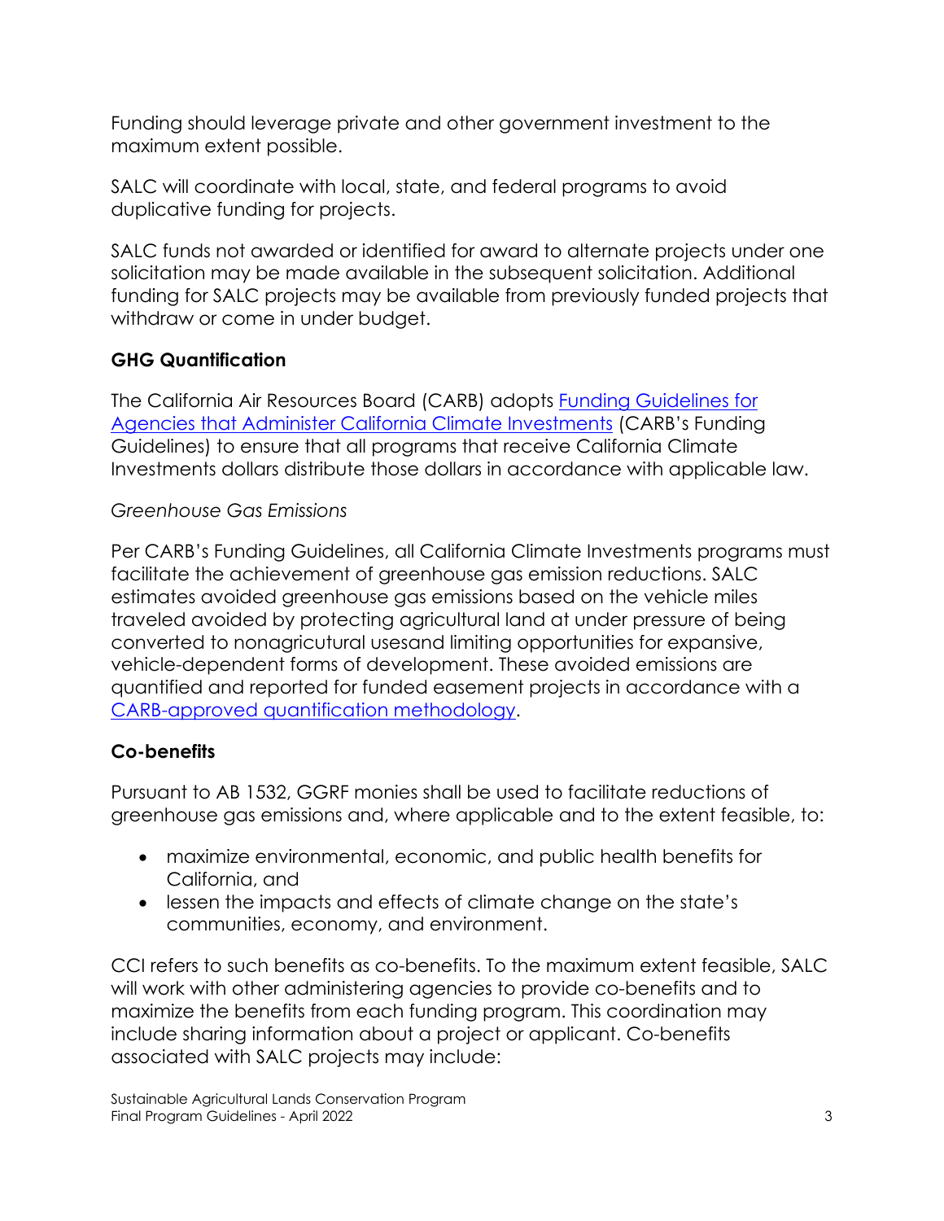Funding should leverage private and other government investment to the maximum extent possible.

SALC will coordinate with local, state, and federal programs to avoid duplicative funding for projects.

SALC funds not awarded or identified for award to alternate projects under one solicitation may be made available in the subsequent solicitation. Additional funding for SALC projects may be available from previously funded projects that withdraw or come in under budget.

### GHG Quantification

The California Air Resources Board (CARB) adopts [Funding Guidelines for Agencies that Administer California Climate Investments] (CARB's Funding Guidelines) to ensure that all programs that receive California Climate Investments dollars distribute those dollars in accordance with applicable law.

*Greenhouse Gas Emissions*

Per CARB's Funding Guidelines, all California Climate Investments programs must facilitate the achievement of greenhouse gas emission reductions. SALC estimates avoided greenhouse gas emissions based on the vehicle miles traveled avoided by protecting agricultural land at under pressure of being converted to nonagricutural usesand limiting opportunities for expansive, vehicle-dependent forms of development. These avoided emissions are quantified and reported for funded easement projects in accordance with a [CARB-approved quantification methodology].

### Co-benefits

Pursuant to AB 1532, GGRF monies shall be used to facilitate reductions of greenhouse gas emissions and, where applicable and to the extent feasible, to:

- maximize environmental, economic, and public health benefits for California, and
- lessen the impacts and effects of climate change on the state's communities, economy, and environment.

CCI refers to such benefits as co-benefits. To the maximum extent feasible, SALC will work with other administering agencies to provide co-benefits and to maximize the benefits from each funding program. This coordination may include sharing information about a project or applicant. Co-benefits associated with SALC projects may include: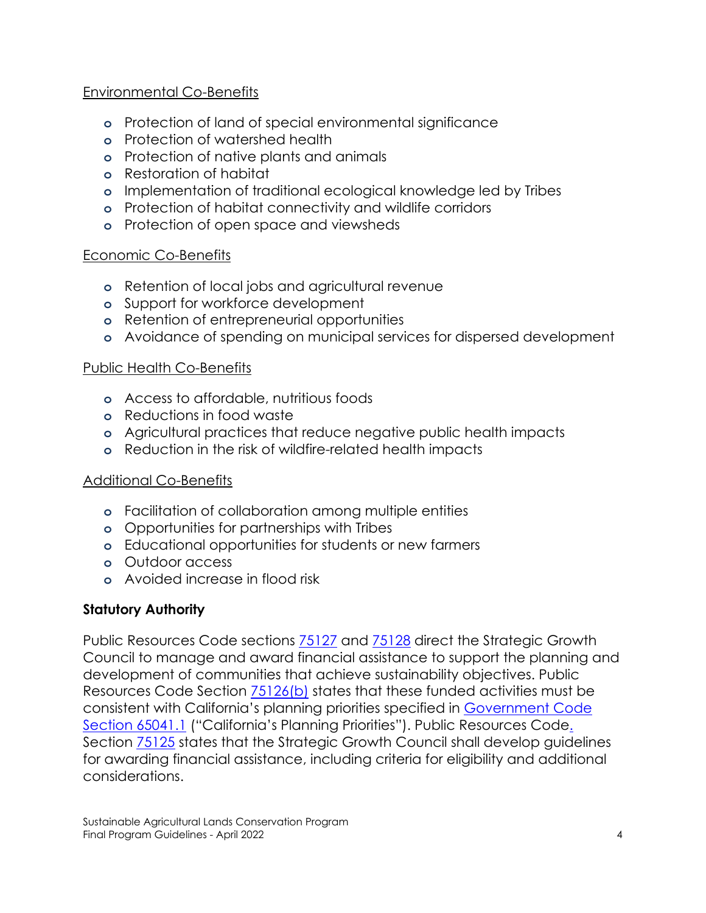Environmental Co-Benefits

- Protection of land of special environmental significance
- Protection of watershed health
- Protection of native plants and animals
- Restoration of habitat
- Implementation of traditional ecological knowledge led by Tribes
- Protection of habitat connectivity and wildlife corridors
- Protection of open space and viewsheds

Economic Co-Benefits

- Retention of local jobs and agricultural revenue
- Support for workforce development
- Retention of entrepreneurial opportunities
- Avoidance of spending on municipal services for dispersed development

Public Health Co-Benefits

- Access to affordable, nutritious foods
- Reductions in food waste
- Agricultural practices that reduce negative public health impacts
- Reduction in the risk of wildfire-related health impacts

Additional Co-Benefits

- Facilitation of collaboration among multiple entities
- Opportunities for partnerships with Tribes
- Educational opportunities for students or new farmers
- Outdoor access
- Avoided increase in flood risk

**Statutory Authority**

Public Resources Code sections 75127 and 75128 direct the Strategic Growth Council to manage and award financial assistance to support the planning and development of communities that achieve sustainability objectives. Public Resources Code Section 75126(b) states that these funded activities must be consistent with California's planning priorities specified in Government Code Section 65041.1 ("California's Planning Priorities"). Public Resources Code. Section 75125 states that the Strategic Growth Council shall develop guidelines for awarding financial assistance, including criteria for eligibility and additional considerations.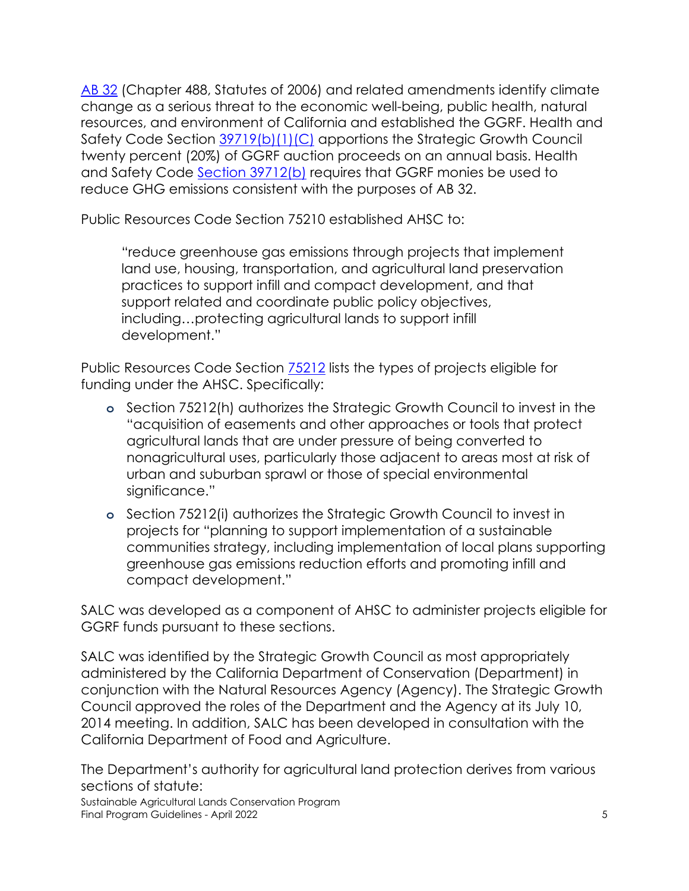[AB 32](#) (Chapter 488, Statutes of 2006) and related amendments identify climate change as a serious threat to the economic well-being, public health, natural resources, and environment of California and established the GGRF. Health and Safety Code Section [39719(b)(1)(C)](#) apportions the Strategic Growth Council twenty percent (20%) of GGRF auction proceeds on an annual basis. Health and Safety Code [Section 39712(b)](#) requires that GGRF monies be used to reduce GHG emissions consistent with the purposes of AB 32.

Public Resources Code Section 75210 established AHSC to:

> "reduce greenhouse gas emissions through projects that implement land use, housing, transportation, and agricultural land preservation practices to support infill and compact development, and that support related and coordinate public policy objectives, including…protecting agricultural lands to support infill development."

Public Resources Code Section [75212](#) lists the types of projects eligible for funding under the AHSC. Specifically:

- Section 75212(h) authorizes the Strategic Growth Council to invest in the "acquisition of easements and other approaches or tools that protect agricultural lands that are under pressure of being converted to nonagricultural uses, particularly those adjacent to areas most at risk of urban and suburban sprawl or those of special environmental significance."
- Section 75212(i) authorizes the Strategic Growth Council to invest in projects for "planning to support implementation of a sustainable communities strategy, including implementation of local plans supporting greenhouse gas emissions reduction efforts and promoting infill and compact development."

SALC was developed as a component of AHSC to administer projects eligible for GGRF funds pursuant to these sections.

SALC was identified by the Strategic Growth Council as most appropriately administered by the California Department of Conservation (Department) in conjunction with the Natural Resources Agency (Agency). The Strategic Growth Council approved the roles of the Department and the Agency at its July 10, 2014 meeting. In addition, SALC has been developed in consultation with the California Department of Food and Agriculture.

The Department's authority for agricultural land protection derives from various sections of statute: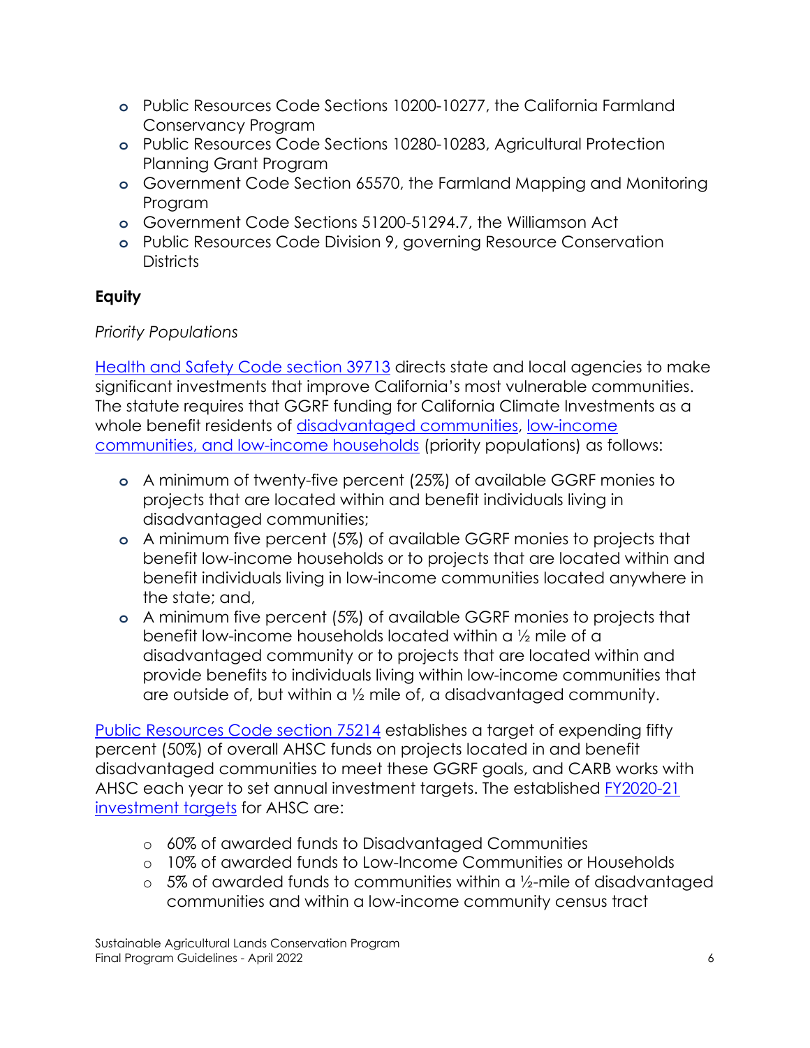- Public Resources Code Sections 10200-10277, the California Farmland Conservancy Program
- Public Resources Code Sections 10280-10283, Agricultural Protection Planning Grant Program
- Government Code Section 65570, the Farmland Mapping and Monitoring Program
- Government Code Sections 51200-51294.7, the Williamson Act
- Public Resources Code Division 9, governing Resource Conservation Districts

## Equity

*Priority Populations*

Health and Safety Code section 39713 directs state and local agencies to make significant investments that improve California's most vulnerable communities. The statute requires that GGRF funding for California Climate Investments as a whole benefit residents of disadvantaged communities, low-income communities, and low-income households (priority populations) as follows:

- A minimum of twenty-five percent (25%) of available GGRF monies to projects that are located within and benefit individuals living in disadvantaged communities;
- A minimum five percent (5%) of available GGRF monies to projects that benefit low-income households or to projects that are located within and benefit individuals living in low-income communities located anywhere in the state; and,
- A minimum five percent (5%) of available GGRF monies to projects that benefit low-income households located within a ½ mile of a disadvantaged community or to projects that are located within and provide benefits to individuals living within low-income communities that are outside of, but within a ½ mile of, a disadvantaged community.

Public Resources Code section 75214 establishes a target of expending fifty percent (50%) of overall AHSC funds on projects located in and benefit disadvantaged communities to meet these GGRF goals, and CARB works with AHSC each year to set annual investment targets. The established FY2020-21 investment targets for AHSC are:

- 60% of awarded funds to Disadvantaged Communities
- 10% of awarded funds to Low-Income Communities or Households
- 5% of awarded funds to communities within a ½-mile of disadvantaged communities and within a low-income community census tract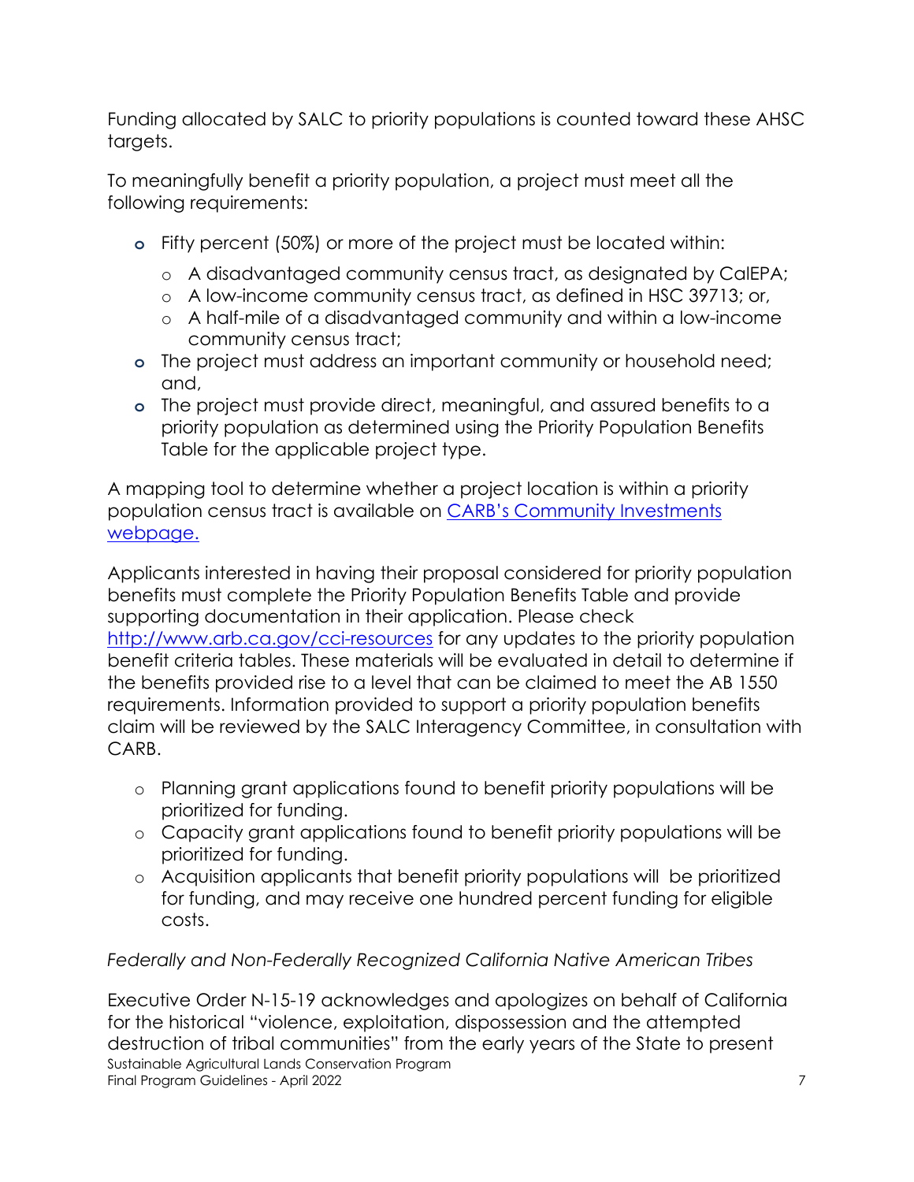Funding allocated by SALC to priority populations is counted toward these AHSC targets.

To meaningfully benefit a priority population, a project must meet all the following requirements:

- Fifty percent (50%) or more of the project must be located within:
  - A disadvantaged community census tract, as designated by CalEPA;
  - A low-income community census tract, as defined in HSC 39713; or,
  - A half-mile of a disadvantaged community and within a low-income community census tract;
- The project must address an important community or household need; and,
- The project must provide direct, meaningful, and assured benefits to a priority population as determined using the Priority Population Benefits Table for the applicable project type.

A mapping tool to determine whether a project location is within a priority population census tract is available on [CARB's Community Investments webpage.](http://www.arb.ca.gov/cci-resources)

Applicants interested in having their proposal considered for priority population benefits must complete the Priority Population Benefits Table and provide supporting documentation in their application. Please check [http://www.arb.ca.gov/cci-resources](http://www.arb.ca.gov/cci-resources) for any updates to the priority population benefit criteria tables. These materials will be evaluated in detail to determine if the benefits provided rise to a level that can be claimed to meet the AB 1550 requirements. Information provided to support a priority population benefits claim will be reviewed by the SALC Interagency Committee, in consultation with CARB.

- Planning grant applications found to benefit priority populations will be prioritized for funding.
- Capacity grant applications found to benefit priority populations will be prioritized for funding.
- Acquisition applicants that benefit priority populations will be prioritized for funding, and may receive one hundred percent funding for eligible costs.

*Federally and Non-Federally Recognized California Native American Tribes*

Executive Order N-15-19 acknowledges and apologizes on behalf of California for the historical "violence, exploitation, dispossession and the attempted destruction of tribal communities" from the early years of the State to present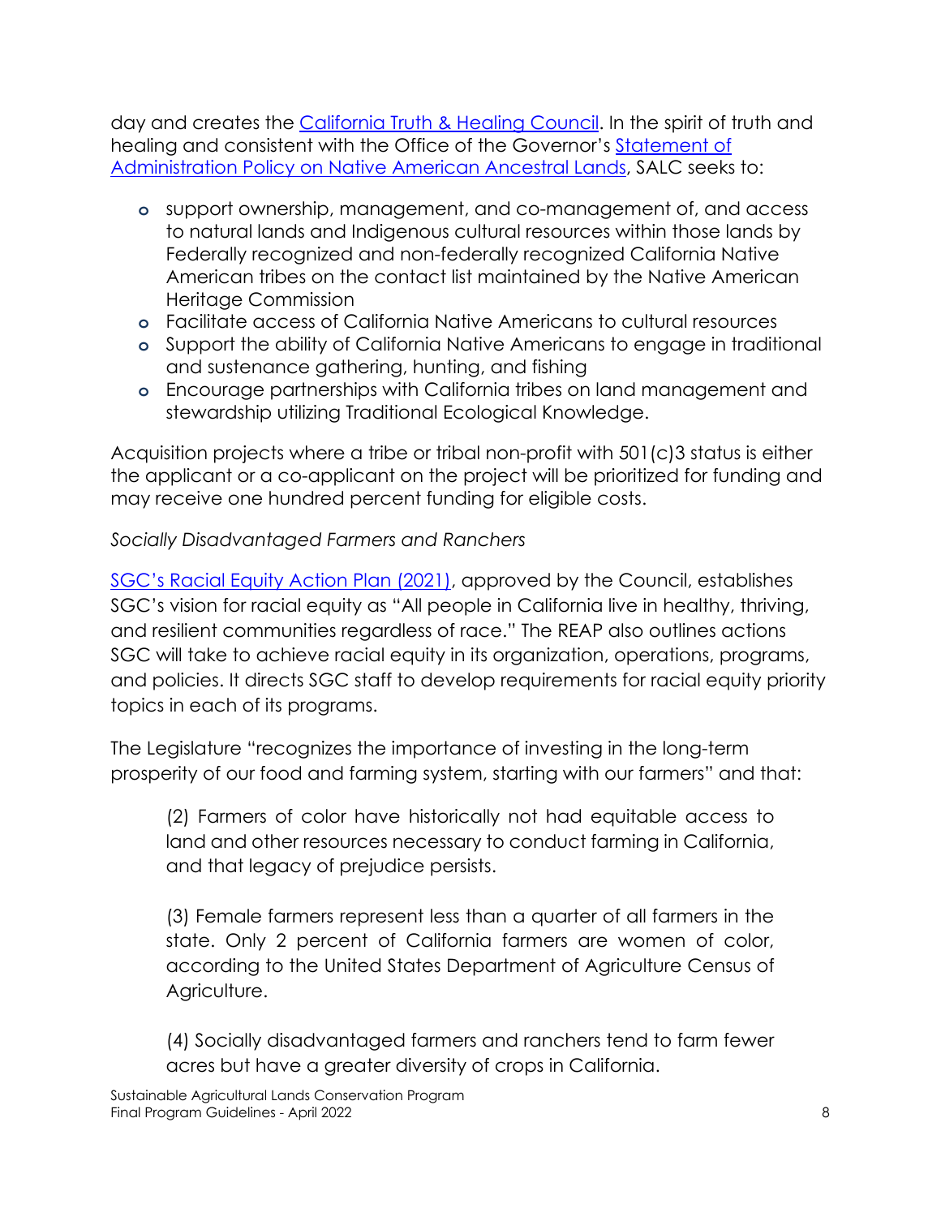day and creates the [California Truth & Healing Council](). In the spirit of truth and healing and consistent with the Office of the Governor's [Statement of Administration Policy on Native American Ancestral Lands](), SALC seeks to:

- support ownership, management, and co-management of, and access to natural lands and Indigenous cultural resources within those lands by Federally recognized and non-federally recognized California Native American tribes on the contact list maintained by the Native American Heritage Commission
- Facilitate access of California Native Americans to cultural resources
- Support the ability of California Native Americans to engage in traditional and sustenance gathering, hunting, and fishing
- Encourage partnerships with California tribes on land management and stewardship utilizing Traditional Ecological Knowledge.

Acquisition projects where a tribe or tribal non-profit with 501(c)3 status is either the applicant or a co-applicant on the project will be prioritized for funding and may receive one hundred percent funding for eligible costs.

*Socially Disadvantaged Farmers and Ranchers*

[SGC's Racial Equity Action Plan (2021)](), approved by the Council, establishes SGC's vision for racial equity as "All people in California live in healthy, thriving, and resilient communities regardless of race." The REAP also outlines actions SGC will take to achieve racial equity in its organization, operations, programs, and policies. It directs SGC staff to develop requirements for racial equity priority topics in each of its programs.

The Legislature "recognizes the importance of investing in the long-term prosperity of our food and farming system, starting with our farmers" and that:

> (2) Farmers of color have historically not had equitable access to land and other resources necessary to conduct farming in California, and that legacy of prejudice persists.
>
> (3) Female farmers represent less than a quarter of all farmers in the state. Only 2 percent of California farmers are women of color, according to the United States Department of Agriculture Census of Agriculture.
>
> (4) Socially disadvantaged farmers and ranchers tend to farm fewer acres but have a greater diversity of crops in California.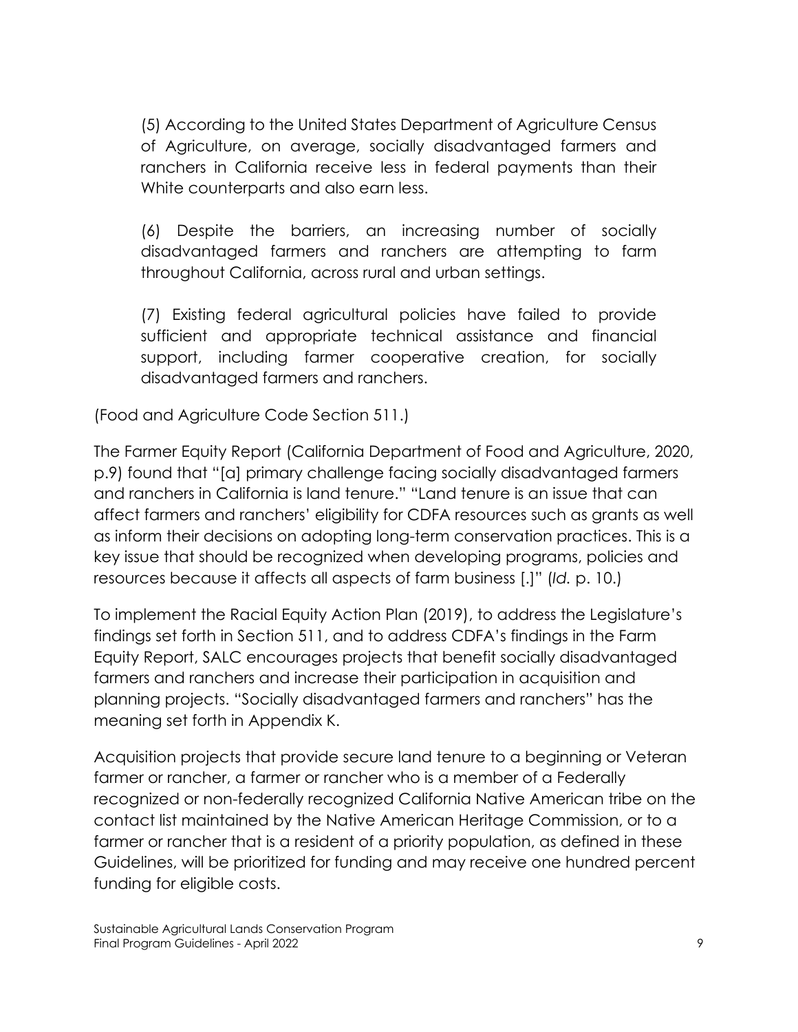> (5) According to the United States Department of Agriculture Census of Agriculture, on average, socially disadvantaged farmers and ranchers in California receive less in federal payments than their White counterparts and also earn less.
>
> (6) Despite the barriers, an increasing number of socially disadvantaged farmers and ranchers are attempting to farm throughout California, across rural and urban settings.
>
> (7) Existing federal agricultural policies have failed to provide sufficient and appropriate technical assistance and financial support, including farmer cooperative creation, for socially disadvantaged farmers and ranchers.

(Food and Agriculture Code Section 511.)

The Farmer Equity Report (California Department of Food and Agriculture, 2020, p.9) found that "[a] primary challenge facing socially disadvantaged farmers and ranchers in California is land tenure." "Land tenure is an issue that can affect farmers and ranchers' eligibility for CDFA resources such as grants as well as inform their decisions on adopting long-term conservation practices. This is a key issue that should be recognized when developing programs, policies and resources because it affects all aspects of farm business [.]" (*Id.* p. 10.)

To implement the Racial Equity Action Plan (2019), to address the Legislature's findings set forth in Section 511, and to address CDFA's findings in the Farm Equity Report, SALC encourages projects that benefit socially disadvantaged farmers and ranchers and increase their participation in acquisition and planning projects. "Socially disadvantaged farmers and ranchers" has the meaning set forth in Appendix K.

Acquisition projects that provide secure land tenure to a beginning or Veteran farmer or rancher, a farmer or rancher who is a member of a Federally recognized or non-federally recognized California Native American tribe on the contact list maintained by the Native American Heritage Commission, or to a farmer or rancher that is a resident of a priority population, as defined in these Guidelines, will be prioritized for funding and may receive one hundred percent funding for eligible costs.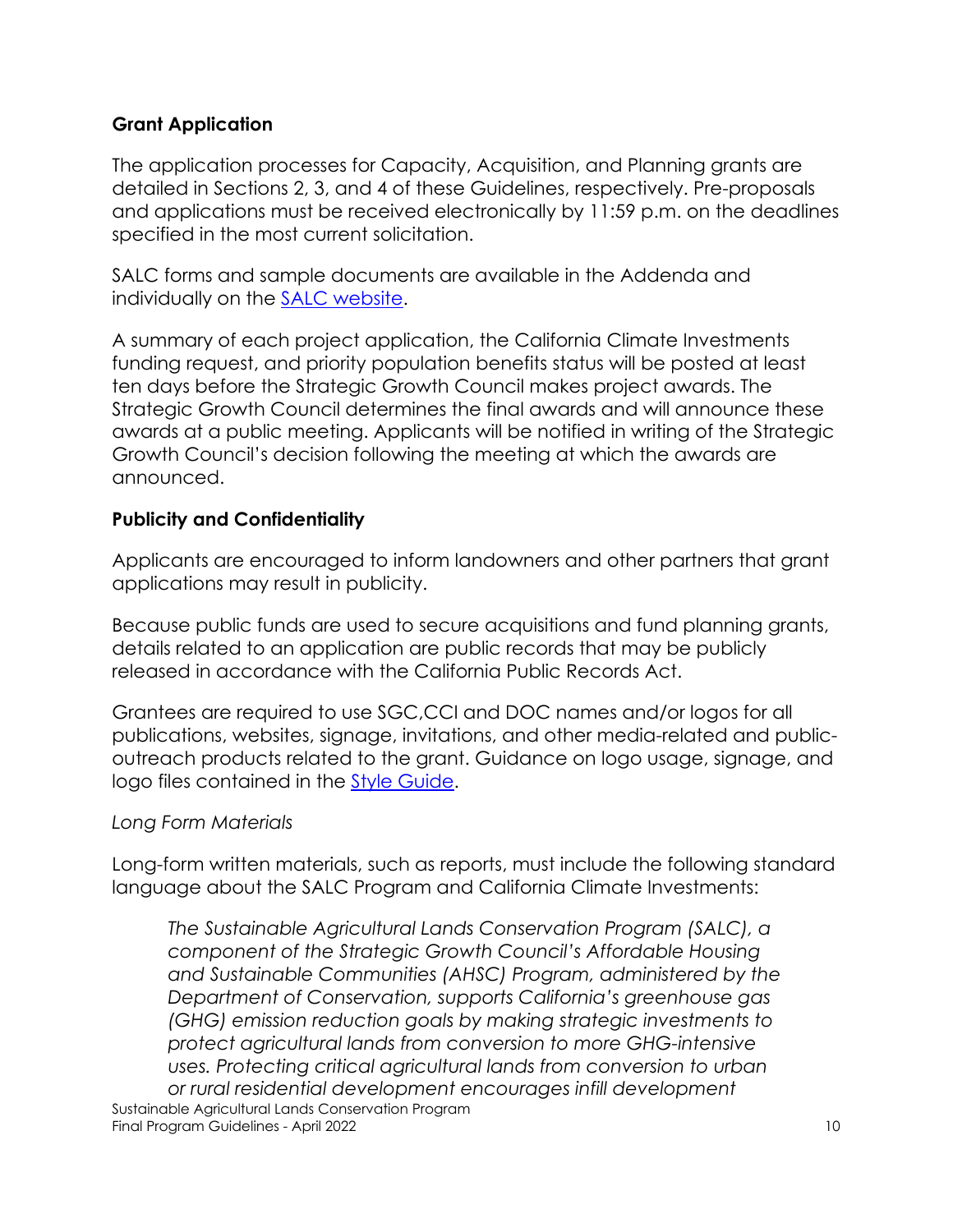### Grant Application

The application processes for Capacity, Acquisition, and Planning grants are detailed in Sections 2, 3, and 4 of these Guidelines, respectively. Pre-proposals and applications must be received electronically by 11:59 p.m. on the deadlines specified in the most current solicitation.

SALC forms and sample documents are available in the Addenda and individually on the [SALC website](SALC website).

A summary of each project application, the California Climate Investments funding request, and priority population benefits status will be posted at least ten days before the Strategic Growth Council makes project awards. The Strategic Growth Council determines the final awards and will announce these awards at a public meeting. Applicants will be notified in writing of the Strategic Growth Council's decision following the meeting at which the awards are announced.

### Publicity and Confidentiality

Applicants are encouraged to inform landowners and other partners that grant applications may result in publicity.

Because public funds are used to secure acquisitions and fund planning grants, details related to an application are public records that may be publicly released in accordance with the California Public Records Act.

Grantees are required to use SGC,CCI and DOC names and/or logos for all publications, websites, signage, invitations, and other media-related and public-outreach products related to the grant. Guidance on logo usage, signage, and logo files contained in the [Style Guide](Style Guide).

*Long Form Materials*

Long-form written materials, such as reports, must include the following standard language about the SALC Program and California Climate Investments:

> *The Sustainable Agricultural Lands Conservation Program (SALC), a component of the Strategic Growth Council's Affordable Housing and Sustainable Communities (AHSC) Program, administered by the Department of Conservation, supports California's greenhouse gas (GHG) emission reduction goals by making strategic investments to protect agricultural lands from conversion to more GHG-intensive uses. Protecting critical agricultural lands from conversion to urban or rural residential development encourages infill development*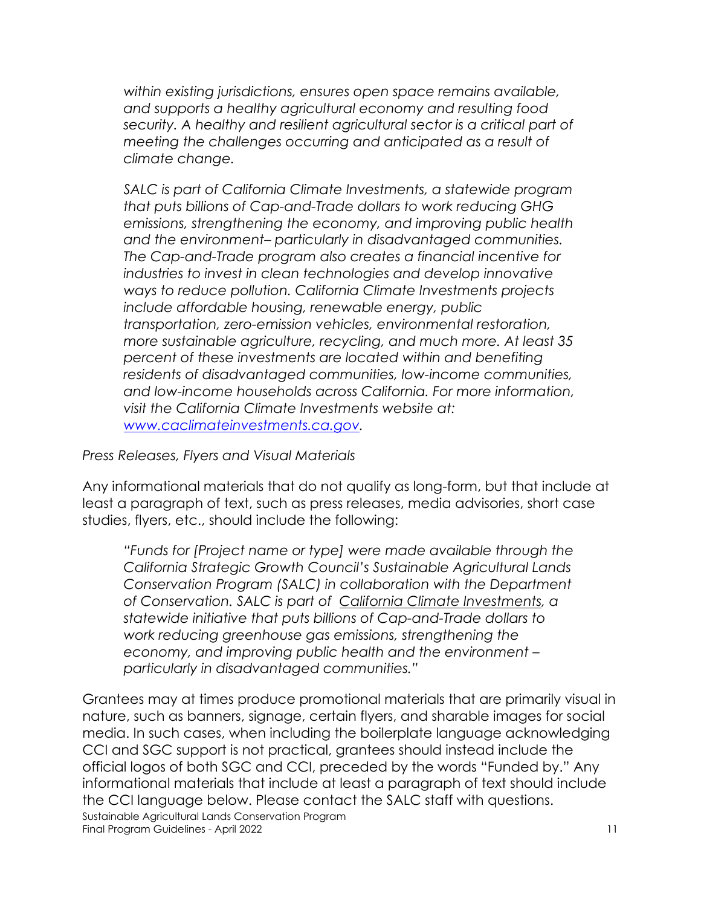*within existing jurisdictions, ensures open space remains available, and supports a healthy agricultural economy and resulting food security. A healthy and resilient agricultural sector is a critical part of meeting the challenges occurring and anticipated as a result of climate change.*

*SALC is part of California Climate Investments, a statewide program that puts billions of Cap-and-Trade dollars to work reducing GHG emissions, strengthening the economy, and improving public health and the environment– particularly in disadvantaged communities. The Cap-and-Trade program also creates a financial incentive for industries to invest in clean technologies and develop innovative ways to reduce pollution. California Climate Investments projects include affordable housing, renewable energy, public transportation, zero-emission vehicles, environmental restoration, more sustainable agriculture, recycling, and much more. At least 35 percent of these investments are located within and benefiting residents of disadvantaged communities, low-income communities, and low-income households across California. For more information, visit the California Climate Investments website at: [www.caclimateinvestments.ca.gov](http://www.caclimateinvestments.ca.gov).*

*Press Releases, Flyers and Visual Materials*

Any informational materials that do not qualify as long-form, but that include at least a paragraph of text, such as press releases, media advisories, short case studies, flyers, etc., should include the following:

*"Funds for [Project name or type] were made available through the California Strategic Growth Council's Sustainable Agricultural Lands Conservation Program (SALC) in collaboration with the Department of Conservation. SALC is part of California Climate Investments, a statewide initiative that puts billions of Cap-and-Trade dollars to work reducing greenhouse gas emissions, strengthening the economy, and improving public health and the environment – particularly in disadvantaged communities."*

Grantees may at times produce promotional materials that are primarily visual in nature, such as banners, signage, certain flyers, and sharable images for social media. In such cases, when including the boilerplate language acknowledging CCI and SGC support is not practical, grantees should instead include the official logos of both SGC and CCI, preceded by the words "Funded by." Any informational materials that include at least a paragraph of text should include the CCI language below. Please contact the SALC staff with questions.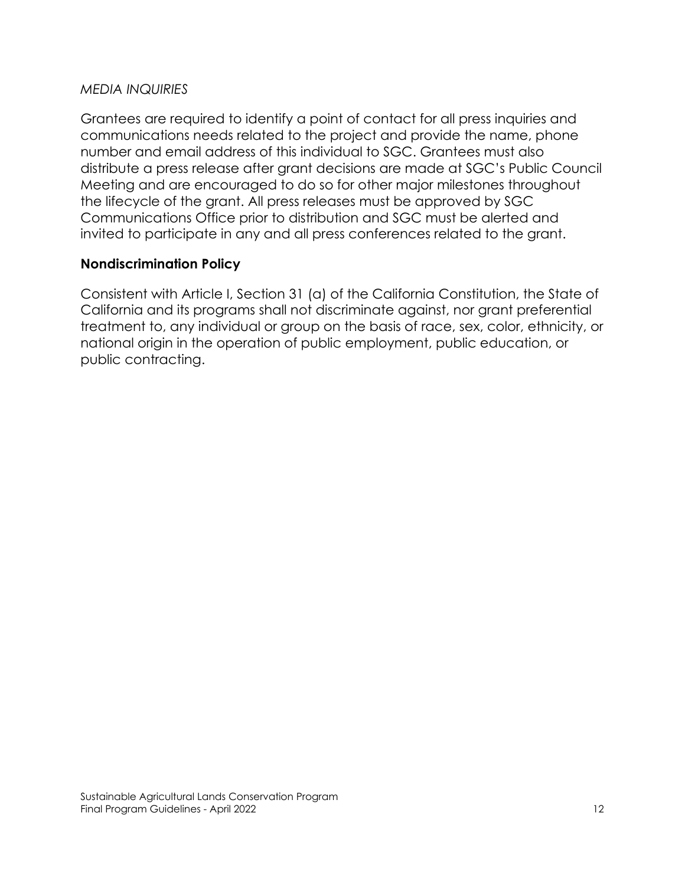*MEDIA INQUIRIES*

Grantees are required to identify a point of contact for all press inquiries and communications needs related to the project and provide the name, phone number and email address of this individual to SGC. Grantees must also distribute a press release after grant decisions are made at SGC's Public Council Meeting and are encouraged to do so for other major milestones throughout the lifecycle of the grant. All press releases must be approved by SGC Communications Office prior to distribution and SGC must be alerted and invited to participate in any and all press conferences related to the grant.

**Nondiscrimination Policy**

Consistent with Article I, Section 31 (a) of the California Constitution, the State of California and its programs shall not discriminate against, nor grant preferential treatment to, any individual or group on the basis of race, sex, color, ethnicity, or national origin in the operation of public employment, public education, or public contracting.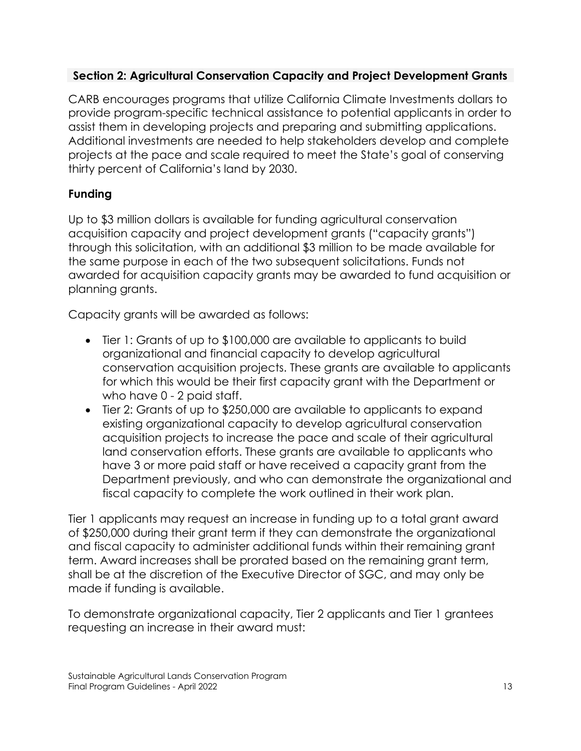## Section 2: Agricultural Conservation Capacity and Project Development Grants

CARB encourages programs that utilize California Climate Investments dollars to provide program-specific technical assistance to potential applicants in order to assist them in developing projects and preparing and submitting applications. Additional investments are needed to help stakeholders develop and complete projects at the pace and scale required to meet the State's goal of conserving thirty percent of California's land by 2030.

### Funding

Up to $3 million dollars is available for funding agricultural conservation acquisition capacity and project development grants ("capacity grants") through this solicitation, with an additional $3 million to be made available for the same purpose in each of the two subsequent solicitations. Funds not awarded for acquisition capacity grants may be awarded to fund acquisition or planning grants.

Capacity grants will be awarded as follows:

- Tier 1: Grants of up to $100,000 are available to applicants to build organizational and financial capacity to develop agricultural conservation acquisition projects. These grants are available to applicants for which this would be their first capacity grant with the Department or who have 0 - 2 paid staff.
- Tier 2: Grants of up to $250,000 are available to applicants to expand existing organizational capacity to develop agricultural conservation acquisition projects to increase the pace and scale of their agricultural land conservation efforts. These grants are available to applicants who have 3 or more paid staff or have received a capacity grant from the Department previously, and who can demonstrate the organizational and fiscal capacity to complete the work outlined in their work plan.

Tier 1 applicants may request an increase in funding up to a total grant award of $250,000 during their grant term if they can demonstrate the organizational and fiscal capacity to administer additional funds within their remaining grant term. Award increases shall be prorated based on the remaining grant term, shall be at the discretion of the Executive Director of SGC, and may only be made if funding is available.

To demonstrate organizational capacity, Tier 2 applicants and Tier 1 grantees requesting an increase in their award must: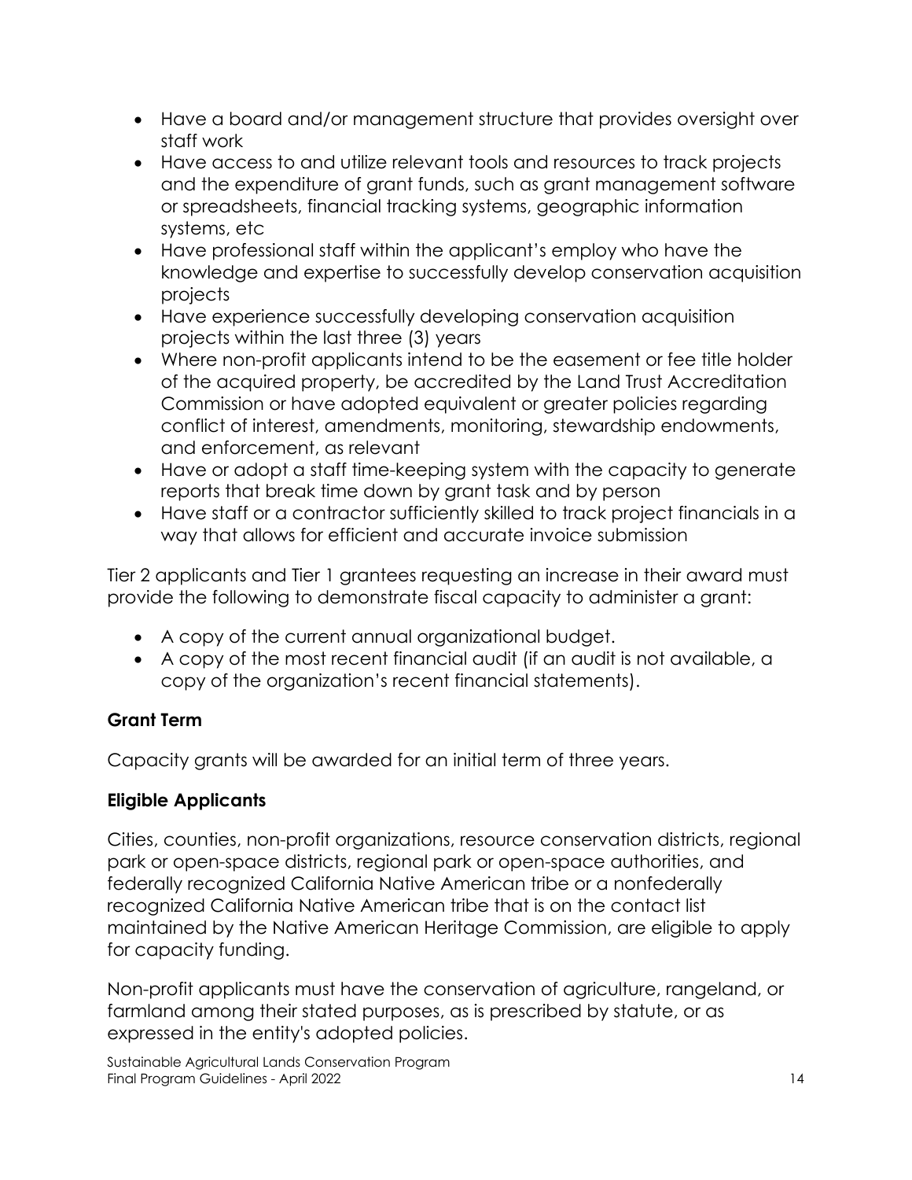- Have a board and/or management structure that provides oversight over staff work
- Have access to and utilize relevant tools and resources to track projects and the expenditure of grant funds, such as grant management software or spreadsheets, financial tracking systems, geographic information systems, etc
- Have professional staff within the applicant's employ who have the knowledge and expertise to successfully develop conservation acquisition projects
- Have experience successfully developing conservation acquisition projects within the last three (3) years
- Where non-profit applicants intend to be the easement or fee title holder of the acquired property, be accredited by the Land Trust Accreditation Commission or have adopted equivalent or greater policies regarding conflict of interest, amendments, monitoring, stewardship endowments, and enforcement, as relevant
- Have or adopt a staff time-keeping system with the capacity to generate reports that break time down by grant task and by person
- Have staff or a contractor sufficiently skilled to track project financials in a way that allows for efficient and accurate invoice submission

Tier 2 applicants and Tier 1 grantees requesting an increase in their award must provide the following to demonstrate fiscal capacity to administer a grant:

- A copy of the current annual organizational budget.
- A copy of the most recent financial audit (if an audit is not available, a copy of the organization's recent financial statements).

### Grant Term

Capacity grants will be awarded for an initial term of three years.

### Eligible Applicants

Cities, counties, non-profit organizations, resource conservation districts, regional park or open-space districts, regional park or open-space authorities, and federally recognized California Native American tribe or a nonfederally recognized California Native American tribe that is on the contact list maintained by the Native American Heritage Commission, are eligible to apply for capacity funding.

Non-profit applicants must have the conservation of agriculture, rangeland, or farmland among their stated purposes, as is prescribed by statute, or as expressed in the entity's adopted policies.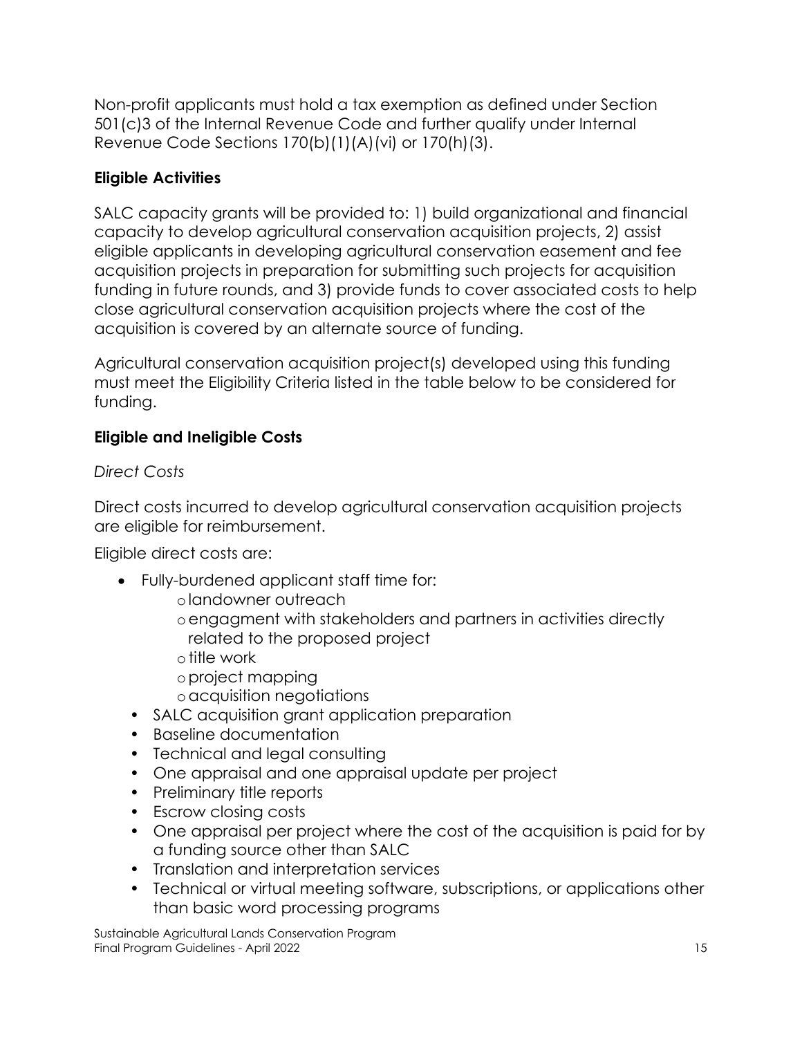Non-profit applicants must hold a tax exemption as defined under Section 501(c)3 of the Internal Revenue Code and further qualify under Internal Revenue Code Sections 170(b)(1)(A)(vi) or 170(h)(3).

### Eligible Activities

SALC capacity grants will be provided to: 1) build organizational and financial capacity to develop agricultural conservation acquisition projects, 2) assist eligible applicants in developing agricultural conservation easement and fee acquisition projects in preparation for submitting such projects for acquisition funding in future rounds, and 3) provide funds to cover associated costs to help close agricultural conservation acquisition projects where the cost of the acquisition is covered by an alternate source of funding.

Agricultural conservation acquisition project(s) developed using this funding must meet the Eligibility Criteria listed in the table below to be considered for funding.

### Eligible and Ineligible Costs

*Direct Costs*

Direct costs incurred to develop agricultural conservation acquisition projects are eligible for reimbursement.

Eligible direct costs are:

- Fully-burdened applicant staff time for:
    - landowner outreach
    - engagment with stakeholders and partners in activities directly related to the proposed project
    - title work
    - project mapping
    - acquisition negotiations
- SALC acquisition grant application preparation
- Baseline documentation
- Technical and legal consulting
- One appraisal and one appraisal update per project
- Preliminary title reports
- Escrow closing costs
- One appraisal per project where the cost of the acquisition is paid for by a funding source other than SALC
- Translation and interpretation services
- Technical or virtual meeting software, subscriptions, or applications other than basic word processing programs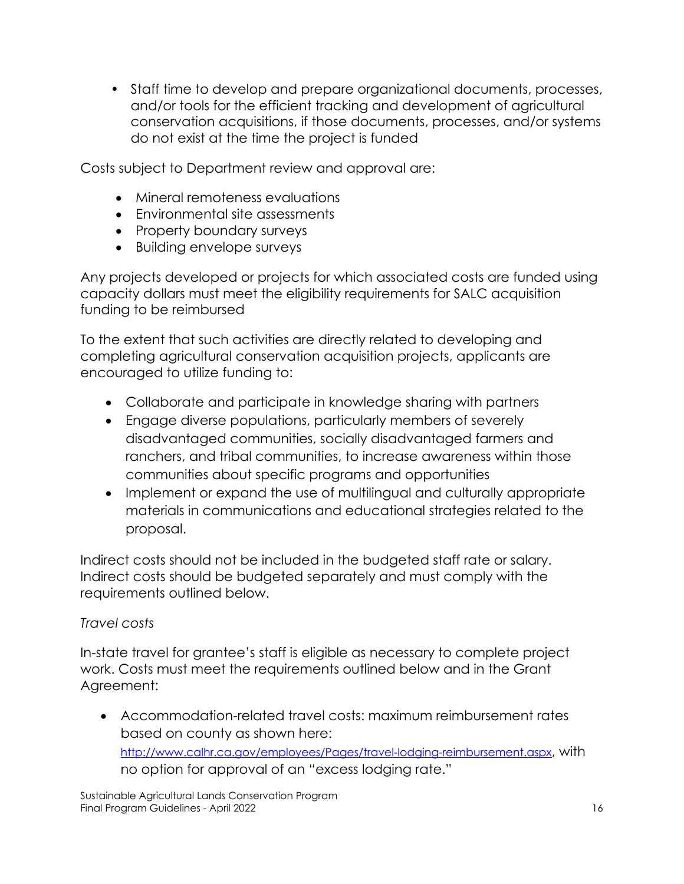- Staff time to develop and prepare organizational documents, processes, and/or tools for the efficient tracking and development of agricultural conservation acquisitions, if those documents, processes, and/or systems do not exist at the time the project is funded

Costs subject to Department review and approval are:

- Mineral remoteness evaluations
- Environmental site assessments
- Property boundary surveys
- Building envelope surveys

Any projects developed or projects for which associated costs are funded using capacity dollars must meet the eligibility requirements for SALC acquisition funding to be reimbursed

To the extent that such activities are directly related to developing and completing agricultural conservation acquisition projects, applicants are encouraged to utilize funding to:

- Collaborate and participate in knowledge sharing with partners
- Engage diverse populations, particularly members of severely disadvantaged communities, socially disadvantaged farmers and ranchers, and tribal communities, to increase awareness within those communities about specific programs and opportunities
- Implement or expand the use of multilingual and culturally appropriate materials in communications and educational strategies related to the proposal.

Indirect costs should not be included in the budgeted staff rate or salary. Indirect costs should be budgeted separately and must comply with the requirements outlined below.

*Travel costs*

In-state travel for grantee's staff is eligible as necessary to complete project work. Costs must meet the requirements outlined below and in the Grant Agreement:

- Accommodation-related travel costs: maximum reimbursement rates based on county as shown here: http://www.calhr.ca.gov/employees/Pages/travel-lodging-reimbursement.aspx, with no option for approval of an "excess lodging rate."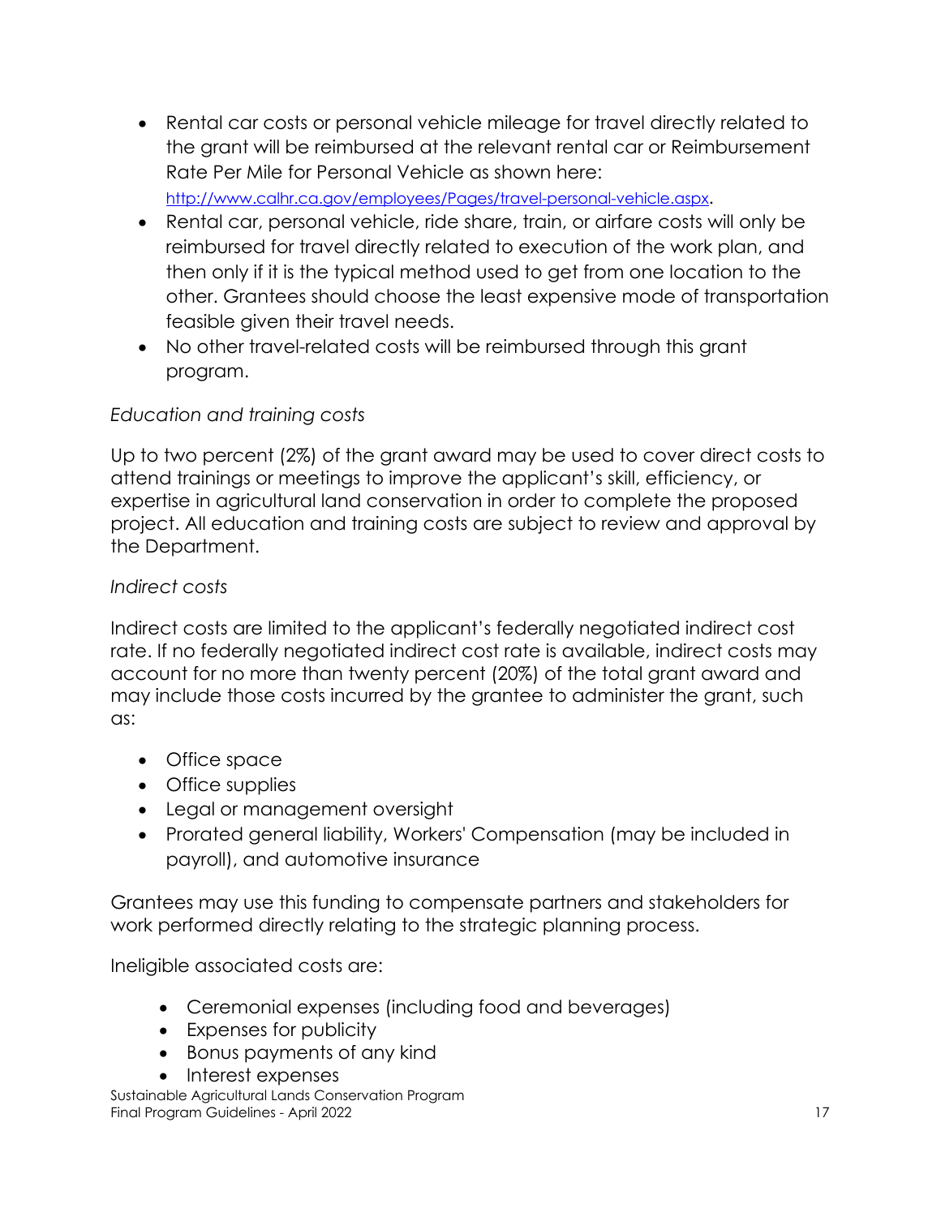- Rental car costs or personal vehicle mileage for travel directly related to the grant will be reimbursed at the relevant rental car or Reimbursement Rate Per Mile for Personal Vehicle as shown here: [http://www.calhr.ca.gov/employees/Pages/travel-personal-vehicle.aspx](http://www.calhr.ca.gov/employees/Pages/travel-personal-vehicle.aspx).
- Rental car, personal vehicle, ride share, train, or airfare costs will only be reimbursed for travel directly related to execution of the work plan, and then only if it is the typical method used to get from one location to the other. Grantees should choose the least expensive mode of transportation feasible given their travel needs.
- No other travel-related costs will be reimbursed through this grant program.

*Education and training costs*

Up to two percent (2%) of the grant award may be used to cover direct costs to attend trainings or meetings to improve the applicant's skill, efficiency, or expertise in agricultural land conservation in order to complete the proposed project. All education and training costs are subject to review and approval by the Department.

*Indirect costs*

Indirect costs are limited to the applicant's federally negotiated indirect cost rate. If no federally negotiated indirect cost rate is available, indirect costs may account for no more than twenty percent (20%) of the total grant award and may include those costs incurred by the grantee to administer the grant, such as:

- Office space
- Office supplies
- Legal or management oversight
- Prorated general liability, Workers' Compensation (may be included in payroll), and automotive insurance

Grantees may use this funding to compensate partners and stakeholders for work performed directly relating to the strategic planning process.

Ineligible associated costs are:

- Ceremonial expenses (including food and beverages)
- Expenses for publicity
- Bonus payments of any kind
- Interest expenses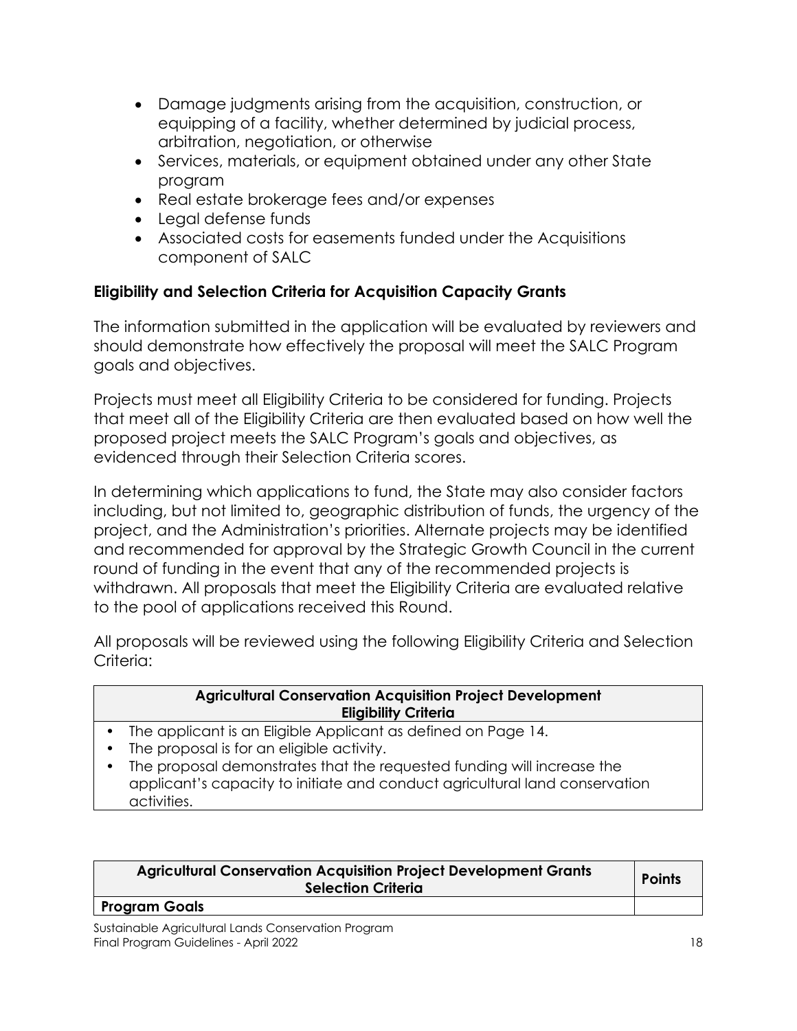- Damage judgments arising from the acquisition, construction, or equipping of a facility, whether determined by judicial process, arbitration, negotiation, or otherwise
- Services, materials, or equipment obtained under any other State program
- Real estate brokerage fees and/or expenses
- Legal defense funds
- Associated costs for easements funded under the Acquisitions component of SALC

### Eligibility and Selection Criteria for Acquisition Capacity Grants

The information submitted in the application will be evaluated by reviewers and should demonstrate how effectively the proposal will meet the SALC Program goals and objectives.

Projects must meet all Eligibility Criteria to be considered for funding. Projects that meet all of the Eligibility Criteria are then evaluated based on how well the proposed project meets the SALC Program's goals and objectives, as evidenced through their Selection Criteria scores.

In determining which applications to fund, the State may also consider factors including, but not limited to, geographic distribution of funds, the urgency of the project, and the Administration's priorities. Alternate projects may be identified and recommended for approval by the Strategic Growth Council in the current round of funding in the event that any of the recommended projects is withdrawn. All proposals that meet the Eligibility Criteria are evaluated relative to the pool of applications received this Round.

All proposals will be reviewed using the following Eligibility Criteria and Selection Criteria:

| Agricultural Conservation Acquisition Project Development Eligibility Criteria |
|---|
| • The applicant is an Eligible Applicant as defined on Page 14.<br>• The proposal is for an eligible activity.<br>• The proposal demonstrates that the requested funding will increase the applicant's capacity to initiate and conduct agricultural land conservation activities. |

| Agricultural Conservation Acquisition Project Development Grants Selection Criteria | Points |
|---|---|
| **Program Goals** | |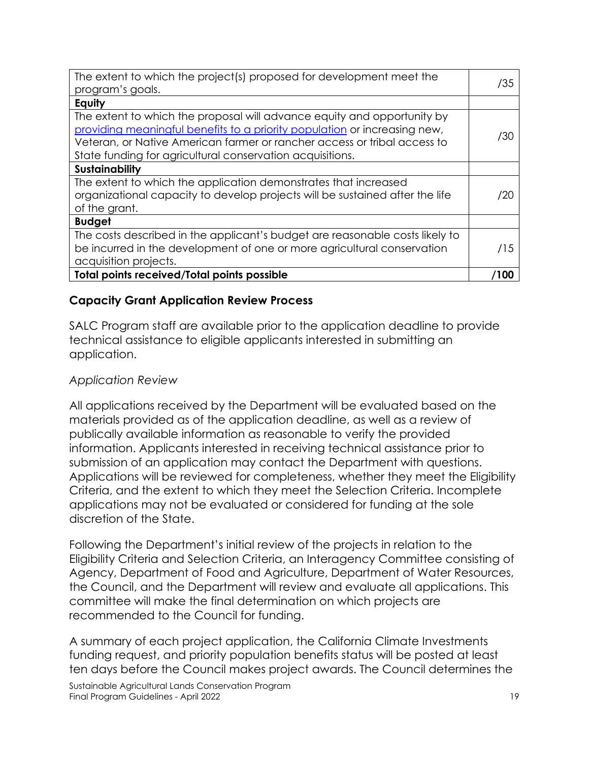| | |
|---|---|
| The extent to which the project(s) proposed for development meet the program's goals. | /35 |
| **Equity** | |
| The extent to which the proposal will advance equity and opportunity by providing meaningful benefits to a priority population or increasing new, Veteran, or Native American farmer or rancher access or tribal access to State funding for agricultural conservation acquisitions. | /30 |
| **Sustainability** | |
| The extent to which the application demonstrates that increased organizational capacity to develop projects will be sustained after the life of the grant. | /20 |
| **Budget** | |
| The costs described in the applicant's budget are reasonable costs likely to be incurred in the development of one or more agricultural conservation acquisition projects. | /15 |
| **Total points received/Total points possible** | **/100** |

### Capacity Grant Application Review Process

SALC Program staff are available prior to the application deadline to provide technical assistance to eligible applicants interested in submitting an application.

*Application Review*

All applications received by the Department will be evaluated based on the materials provided as of the application deadline, as well as a review of publically available information as reasonable to verify the provided information. Applicants interested in receiving technical assistance prior to submission of an application may contact the Department with questions. Applications will be reviewed for completeness, whether they meet the Eligibility Criteria, and the extent to which they meet the Selection Criteria. Incomplete applications may not be evaluated or considered for funding at the sole discretion of the State.

Following the Department's initial review of the projects in relation to the Eligibility Criteria and Selection Criteria, an Interagency Committee consisting of Agency, Department of Food and Agriculture, Department of Water Resources, the Council, and the Department will review and evaluate all applications. This committee will make the final determination on which projects are recommended to the Council for funding.

A summary of each project application, the California Climate Investments funding request, and priority population benefits status will be posted at least ten days before the Council makes project awards. The Council determines the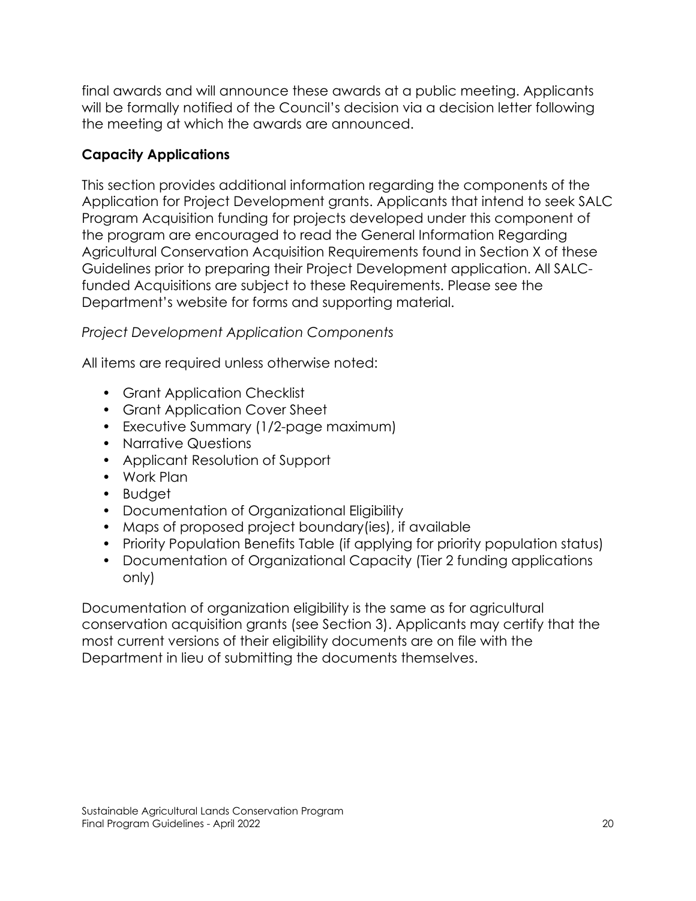final awards and will announce these awards at a public meeting. Applicants will be formally notified of the Council's decision via a decision letter following the meeting at which the awards are announced.

**Capacity Applications**

This section provides additional information regarding the components of the Application for Project Development grants. Applicants that intend to seek SALC Program Acquisition funding for projects developed under this component of the program are encouraged to read the General Information Regarding Agricultural Conservation Acquisition Requirements found in Section X of these Guidelines prior to preparing their Project Development application. All SALC-funded Acquisitions are subject to these Requirements. Please see the Department's website for forms and supporting material.

*Project Development Application Components*

All items are required unless otherwise noted:

- Grant Application Checklist
- Grant Application Cover Sheet
- Executive Summary (1/2-page maximum)
- Narrative Questions
- Applicant Resolution of Support
- Work Plan
- Budget
- Documentation of Organizational Eligibility
- Maps of proposed project boundary(ies), if available
- Priority Population Benefits Table (if applying for priority population status)
- Documentation of Organizational Capacity (Tier 2 funding applications only)

Documentation of organization eligibility is the same as for agricultural conservation acquisition grants (see Section 3). Applicants may certify that the most current versions of their eligibility documents are on file with the Department in lieu of submitting the documents themselves.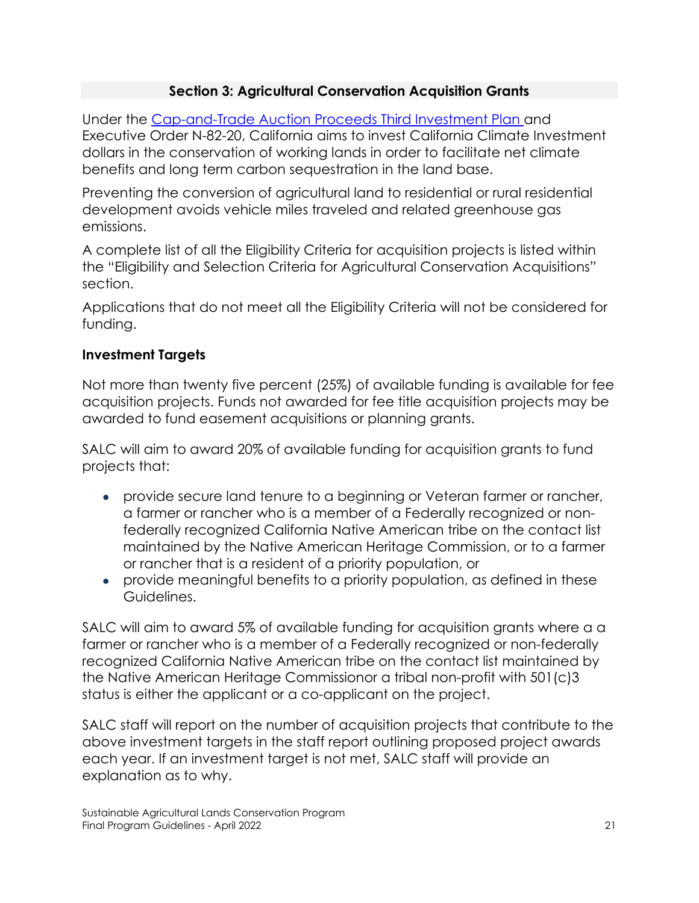## Section 3: Agricultural Conservation Acquisition Grants

Under the [Cap-and-Trade Auction Proceeds Third Investment Plan ]and Executive Order N-82-20, California aims to invest California Climate Investment dollars in the conservation of working lands in order to facilitate net climate benefits and long term carbon sequestration in the land base.

Preventing the conversion of agricultural land to residential or rural residential development avoids vehicle miles traveled and related greenhouse gas emissions.

A complete list of all the Eligibility Criteria for acquisition projects is listed within the "Eligibility and Selection Criteria for Agricultural Conservation Acquisitions" section.

Applications that do not meet all the Eligibility Criteria will not be considered for funding.

### Investment Targets

Not more than twenty five percent (25%) of available funding is available for fee acquisition projects. Funds not awarded for fee title acquisition projects may be awarded to fund easement acquisitions or planning grants.

SALC will aim to award 20% of available funding for acquisition grants to fund projects that:

- provide secure land tenure to a beginning or Veteran farmer or rancher, a farmer or rancher who is a member of a Federally recognized or non-federally recognized California Native American tribe on the contact list maintained by the Native American Heritage Commission, or to a farmer or rancher that is a resident of a priority population, or
- provide meaningful benefits to a priority population, as defined in these Guidelines.

SALC will aim to award 5% of available funding for acquisition grants where a a farmer or rancher who is a member of a Federally recognized or non-federally recognized California Native American tribe on the contact list maintained by the Native American Heritage Commissionor a tribal non-profit with 501(c)3 status is either the applicant or a co-applicant on the project.

SALC staff will report on the number of acquisition projects that contribute to the above investment targets in the staff report outlining proposed project awards each year. If an investment target is not met, SALC staff will provide an explanation as to why.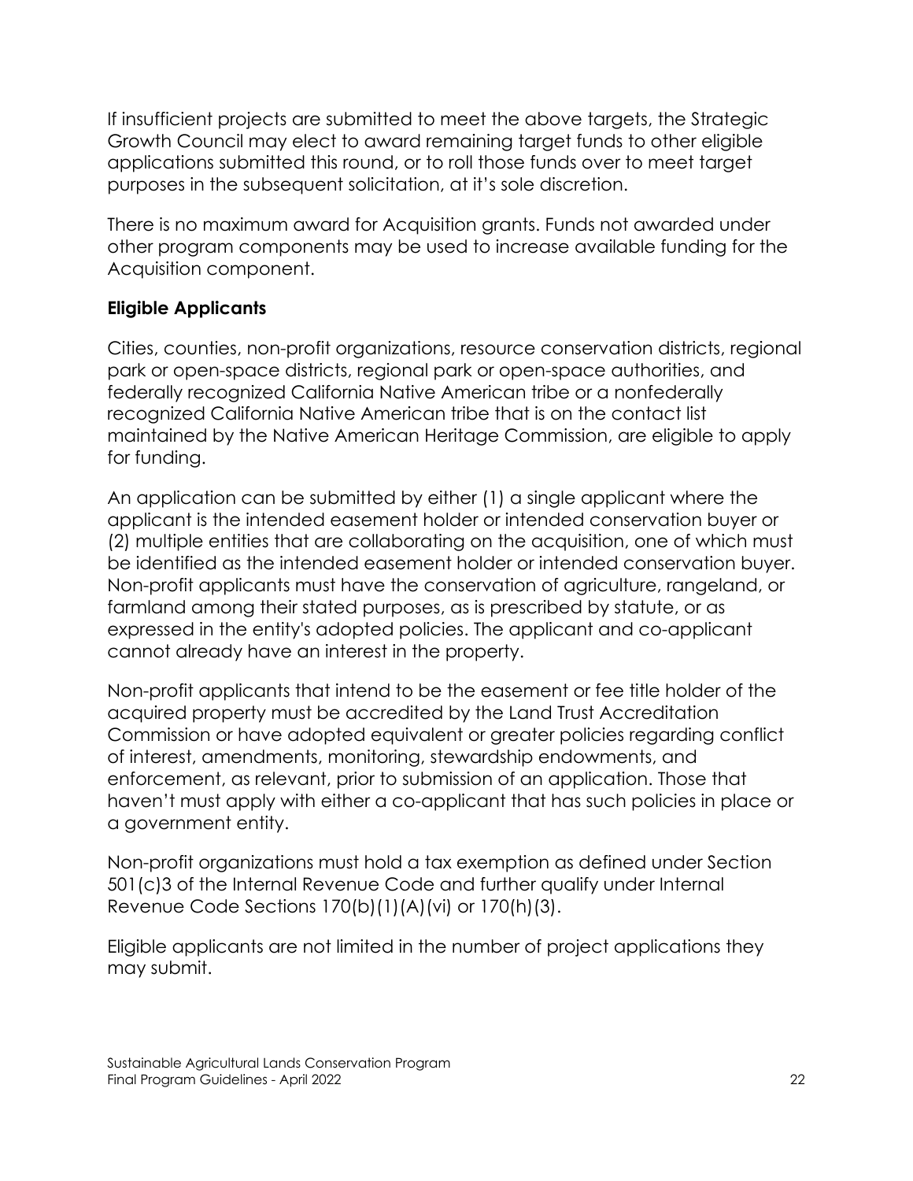If insufficient projects are submitted to meet the above targets, the Strategic Growth Council may elect to award remaining target funds to other eligible applications submitted this round, or to roll those funds over to meet target purposes in the subsequent solicitation, at it's sole discretion.

There is no maximum award for Acquisition grants. Funds not awarded under other program components may be used to increase available funding for the Acquisition component.

**Eligible Applicants**

Cities, counties, non-profit organizations, resource conservation districts, regional park or open-space districts, regional park or open-space authorities, and federally recognized California Native American tribe or a nonfederally recognized California Native American tribe that is on the contact list maintained by the Native American Heritage Commission, are eligible to apply for funding.

An application can be submitted by either (1) a single applicant where the applicant is the intended easement holder or intended conservation buyer or (2) multiple entities that are collaborating on the acquisition, one of which must be identified as the intended easement holder or intended conservation buyer. Non-profit applicants must have the conservation of agriculture, rangeland, or farmland among their stated purposes, as is prescribed by statute, or as expressed in the entity's adopted policies. The applicant and co-applicant cannot already have an interest in the property.

Non-profit applicants that intend to be the easement or fee title holder of the acquired property must be accredited by the Land Trust Accreditation Commission or have adopted equivalent or greater policies regarding conflict of interest, amendments, monitoring, stewardship endowments, and enforcement, as relevant, prior to submission of an application. Those that haven't must apply with either a co-applicant that has such policies in place or a government entity.

Non-profit organizations must hold a tax exemption as defined under Section 501(c)3 of the Internal Revenue Code and further qualify under Internal Revenue Code Sections 170(b)(1)(A)(vi) or 170(h)(3).

Eligible applicants are not limited in the number of project applications they may submit.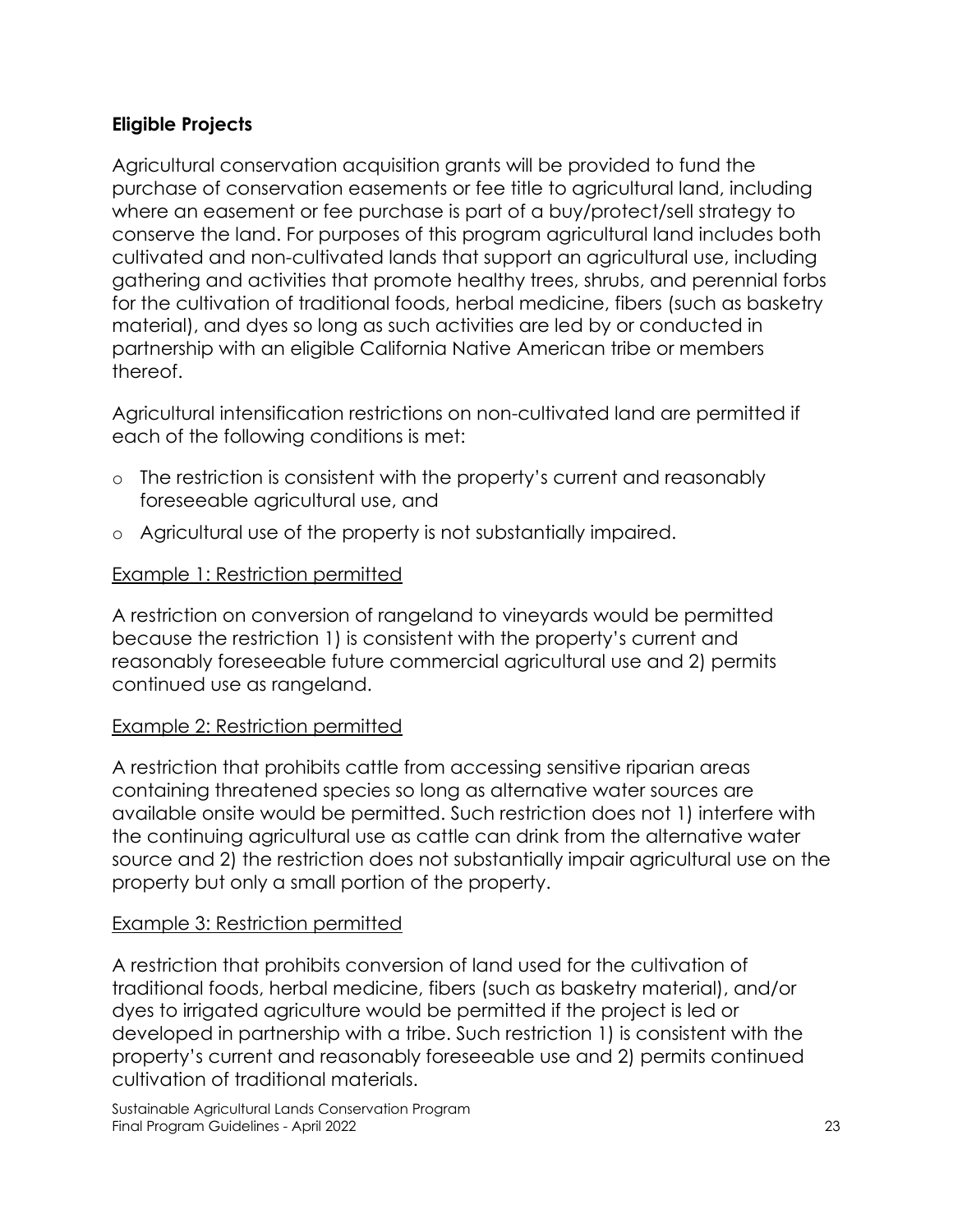**Eligible Projects**

Agricultural conservation acquisition grants will be provided to fund the purchase of conservation easements or fee title to agricultural land, including where an easement or fee purchase is part of a buy/protect/sell strategy to conserve the land. For purposes of this program agricultural land includes both cultivated and non-cultivated lands that support an agricultural use, including gathering and activities that promote healthy trees, shrubs, and perennial forbs for the cultivation of traditional foods, herbal medicine, fibers (such as basketry material), and dyes so long as such activities are led by or conducted in partnership with an eligible California Native American tribe or members thereof.

Agricultural intensification restrictions on non-cultivated land are permitted if each of the following conditions is met:

- The restriction is consistent with the property's current and reasonably foreseeable agricultural use, and
- Agricultural use of the property is not substantially impaired.

<u>Example 1: Restriction permitted</u>

A restriction on conversion of rangeland to vineyards would be permitted because the restriction 1) is consistent with the property's current and reasonably foreseeable future commercial agricultural use and 2) permits continued use as rangeland.

<u>Example 2: Restriction permitted</u>

A restriction that prohibits cattle from accessing sensitive riparian areas containing threatened species so long as alternative water sources are available onsite would be permitted. Such restriction does not 1) interfere with the continuing agricultural use as cattle can drink from the alternative water source and 2) the restriction does not substantially impair agricultural use on the property but only a small portion of the property.

<u>Example 3: Restriction permitted</u>

A restriction that prohibits conversion of land used for the cultivation of traditional foods, herbal medicine, fibers (such as basketry material), and/or dyes to irrigated agriculture would be permitted if the project is led or developed in partnership with a tribe. Such restriction 1) is consistent with the property's current and reasonably foreseeable use and 2) permits continued cultivation of traditional materials.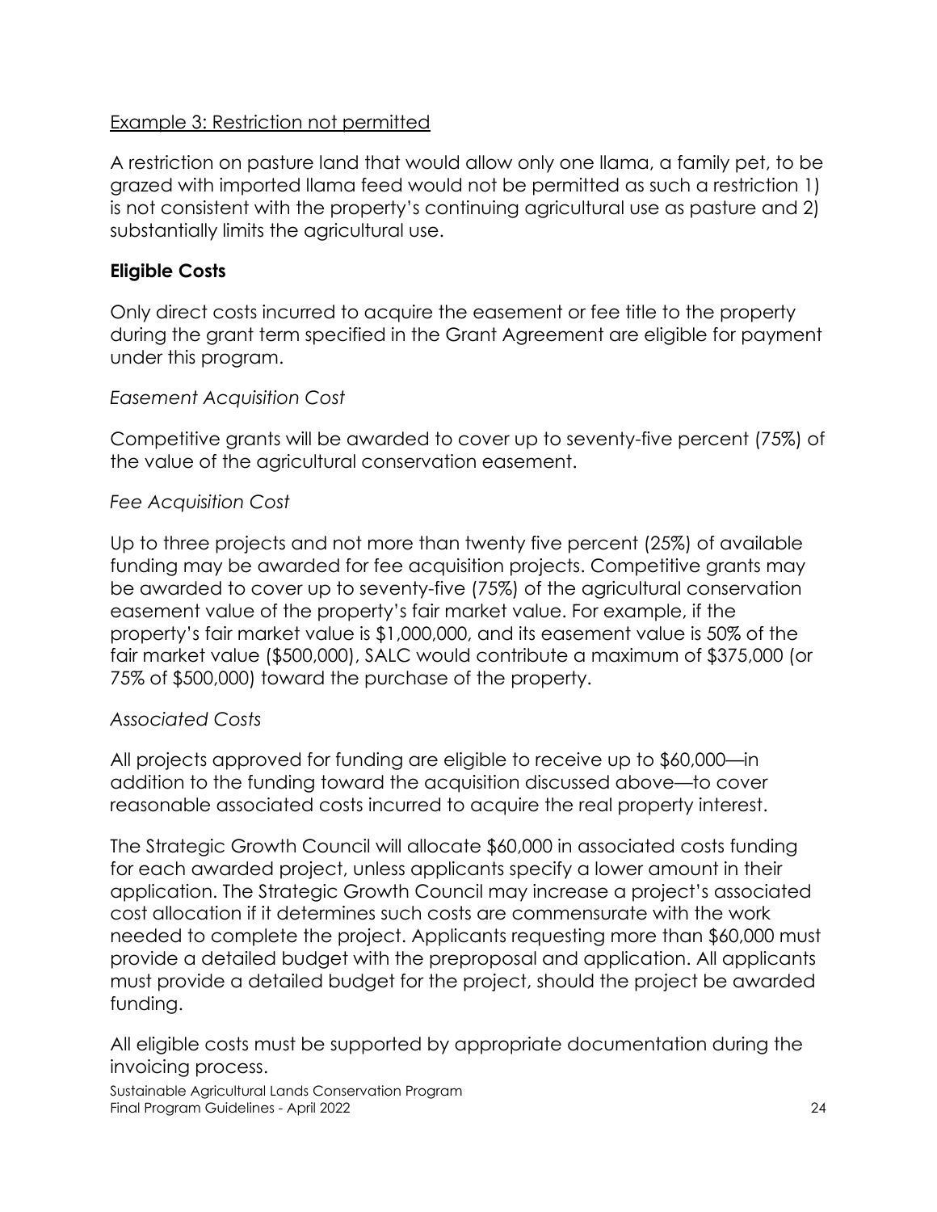Example 3: Restriction not permitted

A restriction on pasture land that would allow only one llama, a family pet, to be grazed with imported llama feed would not be permitted as such a restriction 1) is not consistent with the property's continuing agricultural use as pasture and 2) substantially limits the agricultural use.

### Eligible Costs

Only direct costs incurred to acquire the easement or fee title to the property during the grant term specified in the Grant Agreement are eligible for payment under this program.

*Easement Acquisition Cost*

Competitive grants will be awarded to cover up to seventy-five percent (75%) of the value of the agricultural conservation easement.

*Fee Acquisition Cost*

Up to three projects and not more than twenty five percent (25%) of available funding may be awarded for fee acquisition projects. Competitive grants may be awarded to cover up to seventy-five (75%) of the agricultural conservation easement value of the property's fair market value. For example, if the property's fair market value is $1,000,000, and its easement value is 50% of the fair market value ($500,000), SALC would contribute a maximum of $375,000 (or 75% of $500,000) toward the purchase of the property.

*Associated Costs*

All projects approved for funding are eligible to receive up to $60,000—in addition to the funding toward the acquisition discussed above—to cover reasonable associated costs incurred to acquire the real property interest.

The Strategic Growth Council will allocate $60,000 in associated costs funding for each awarded project, unless applicants specify a lower amount in their application. The Strategic Growth Council may increase a project's associated cost allocation if it determines such costs are commensurate with the work needed to complete the project. Applicants requesting more than $60,000 must provide a detailed budget with the preproposal and application. All applicants must provide a detailed budget for the project, should the project be awarded funding.

All eligible costs must be supported by appropriate documentation during the invoicing process.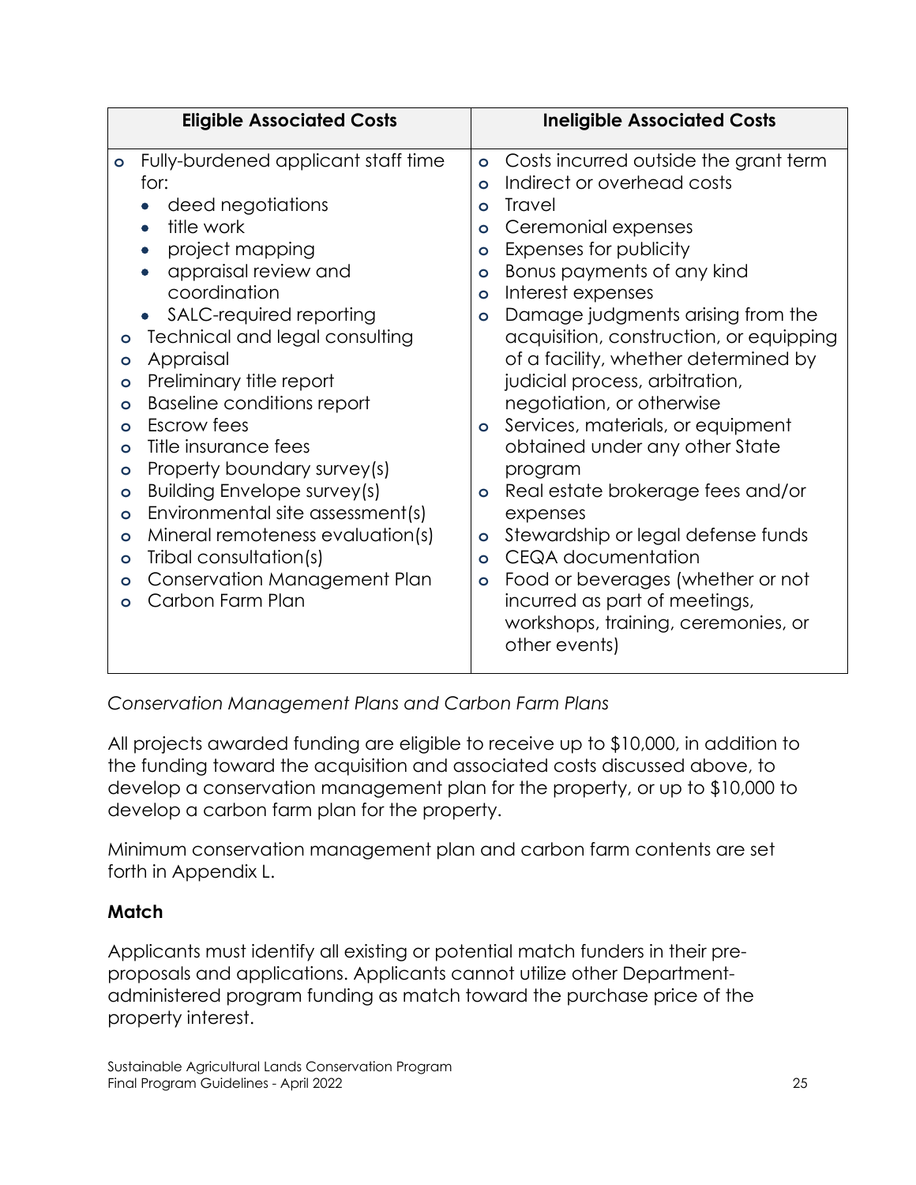| Eligible Associated Costs | Ineligible Associated Costs |
| --- | --- |
| <ul><li>Fully-burdened applicant staff time for:<ul><li>deed negotiations</li><li>title work</li><li>project mapping</li><li>appraisal review and coordination</li><li>SALC-required reporting</li></ul></li><li>Technical and legal consulting</li><li>Appraisal</li><li>Preliminary title report</li><li>Baseline conditions report</li><li>Escrow fees</li><li>Title insurance fees</li><li>Property boundary survey(s)</li><li>Building Envelope survey(s)</li><li>Environmental site assessment(s)</li><li>Mineral remoteness evaluation(s)</li><li>Tribal consultation(s)</li><li>Conservation Management Plan</li><li>Carbon Farm Plan</li></ul> | <ul><li>Costs incurred outside the grant term</li><li>Indirect or overhead costs</li><li>Travel</li><li>Ceremonial expenses</li><li>Expenses for publicity</li><li>Bonus payments of any kind</li><li>Interest expenses</li><li>Damage judgments arising from the acquisition, construction, or equipping of a facility, whether determined by judicial process, arbitration, negotiation, or otherwise</li><li>Services, materials, or equipment obtained under any other State program</li><li>Real estate brokerage fees and/or expenses</li><li>Stewardship or legal defense funds</li><li>CEQA documentation</li><li>Food or beverages (whether or not incurred as part of meetings, workshops, training, ceremonies, or other events)</li></ul> |

*Conservation Management Plans and Carbon Farm Plans*

All projects awarded funding are eligible to receive up to $10,000, in addition to the funding toward the acquisition and associated costs discussed above, to develop a conservation management plan for the property, or up to $10,000 to develop a carbon farm plan for the property.

Minimum conservation management plan and carbon farm contents are set forth in Appendix L.

**Match**

Applicants must identify all existing or potential match funders in their pre-proposals and applications. Applicants cannot utilize other Department-administered program funding as match toward the purchase price of the property interest.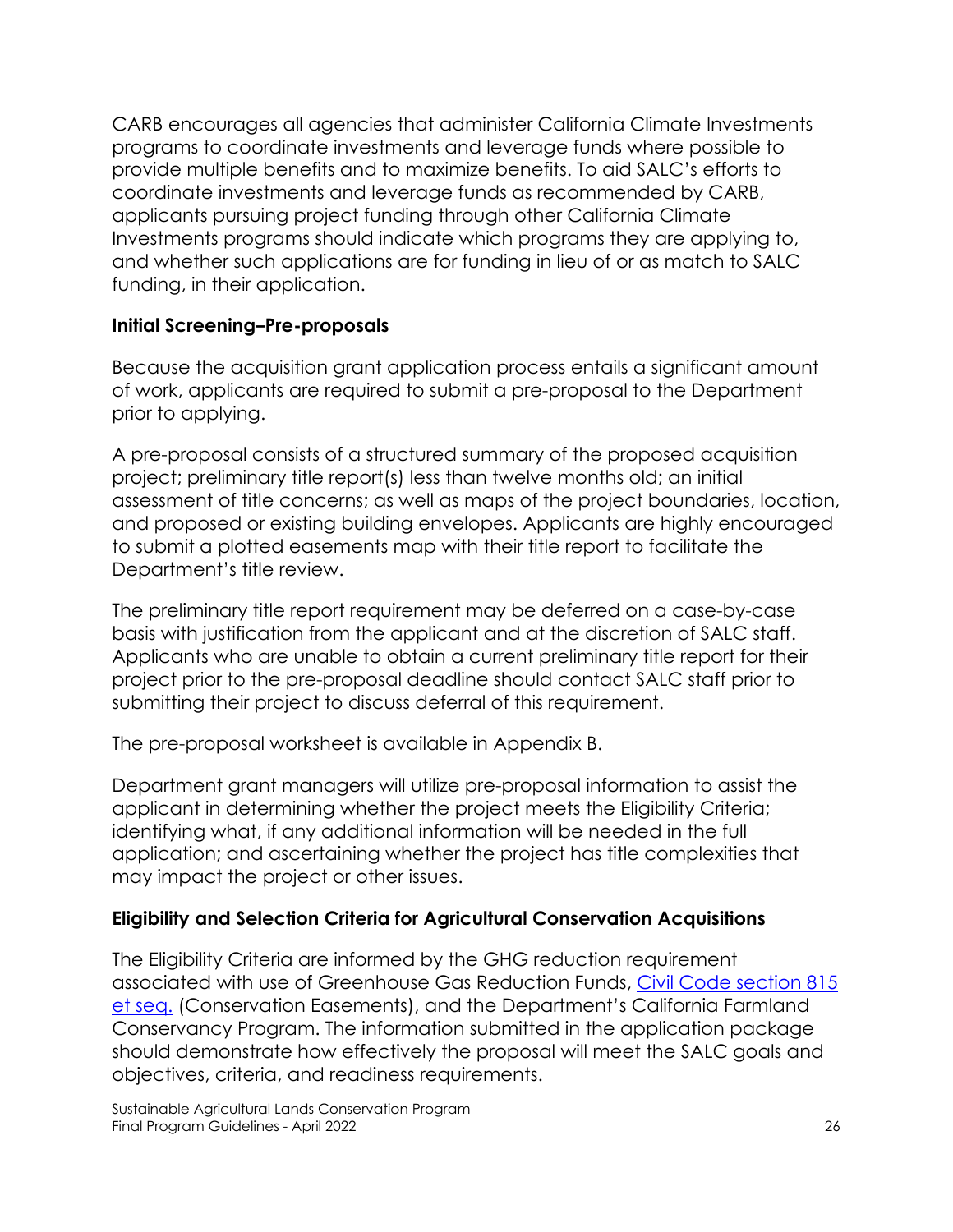CARB encourages all agencies that administer California Climate Investments programs to coordinate investments and leverage funds where possible to provide multiple benefits and to maximize benefits. To aid SALC's efforts to coordinate investments and leverage funds as recommended by CARB, applicants pursuing project funding through other California Climate Investments programs should indicate which programs they are applying to, and whether such applications are for funding in lieu of or as match to SALC funding, in their application.

### Initial Screening–Pre-proposals

Because the acquisition grant application process entails a significant amount of work, applicants are required to submit a pre-proposal to the Department prior to applying.

A pre-proposal consists of a structured summary of the proposed acquisition project; preliminary title report(s) less than twelve months old; an initial assessment of title concerns; as well as maps of the project boundaries, location, and proposed or existing building envelopes. Applicants are highly encouraged to submit a plotted easements map with their title report to facilitate the Department's title review.

The preliminary title report requirement may be deferred on a case-by-case basis with justification from the applicant and at the discretion of SALC staff. Applicants who are unable to obtain a current preliminary title report for their project prior to the pre-proposal deadline should contact SALC staff prior to submitting their project to discuss deferral of this requirement.

The pre-proposal worksheet is available in Appendix B.

Department grant managers will utilize pre-proposal information to assist the applicant in determining whether the project meets the Eligibility Criteria; identifying what, if any additional information will be needed in the full application; and ascertaining whether the project has title complexities that may impact the project or other issues.

### Eligibility and Selection Criteria for Agricultural Conservation Acquisitions

The Eligibility Criteria are informed by the GHG reduction requirement associated with use of Greenhouse Gas Reduction Funds, [Civil Code section 815 et seq.](Civil Code section 815 et seq.) (Conservation Easements), and the Department's California Farmland Conservancy Program. The information submitted in the application package should demonstrate how effectively the proposal will meet the SALC goals and objectives, criteria, and readiness requirements.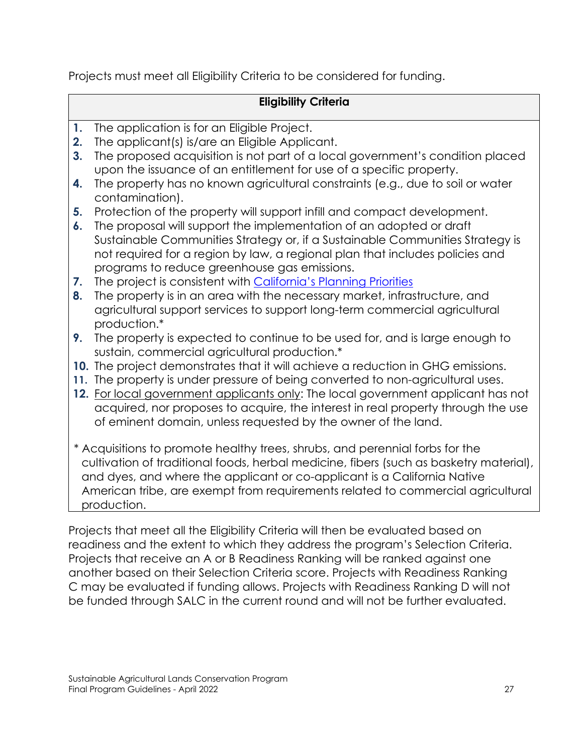Projects must meet all Eligibility Criteria to be considered for funding.

| Eligibility Criteria |
| --- |
| 1. The application is for an Eligible Project.<br>2. The applicant(s) is/are an Eligible Applicant.<br>3. The proposed acquisition is not part of a local government's condition placed upon the issuance of an entitlement for use of a specific property.<br>4. The property has no known agricultural constraints (e.g., due to soil or water contamination).<br>5. Protection of the property will support infill and compact development.<br>6. The proposal will support the implementation of an adopted or draft Sustainable Communities Strategy or, if a Sustainable Communities Strategy is not required for a region by law, a regional plan that includes policies and programs to reduce greenhouse gas emissions.<br>7. The project is consistent with [California's Planning Priorities]<br>8. The property is in an area with the necessary market, infrastructure, and agricultural support services to support long-term commercial agricultural production.*<br>9. The property is expected to continue to be used for, and is large enough to sustain, commercial agricultural production.*<br>10. The project demonstrates that it will achieve a reduction in GHG emissions.<br>11. The property is under pressure of being converted to non-agricultural uses.<br>12. <u>For local government applicants only</u>: The local government applicant has not acquired, nor proposes to acquire, the interest in real property through the use of eminent domain, unless requested by the owner of the land.<br><br>* Acquisitions to promote healthy trees, shrubs, and perennial forbs for the cultivation of traditional foods, herbal medicine, fibers (such as basketry material), and dyes, and where the applicant or co-applicant is a California Native American tribe, are exempt from requirements related to commercial agricultural production. |

Projects that meet all the Eligibility Criteria will then be evaluated based on readiness and the extent to which they address the program's Selection Criteria. Projects that receive an A or B Readiness Ranking will be ranked against one another based on their Selection Criteria score. Projects with Readiness Ranking C may be evaluated if funding allows. Projects with Readiness Ranking D will not be funded through SALC in the current round and will not be further evaluated.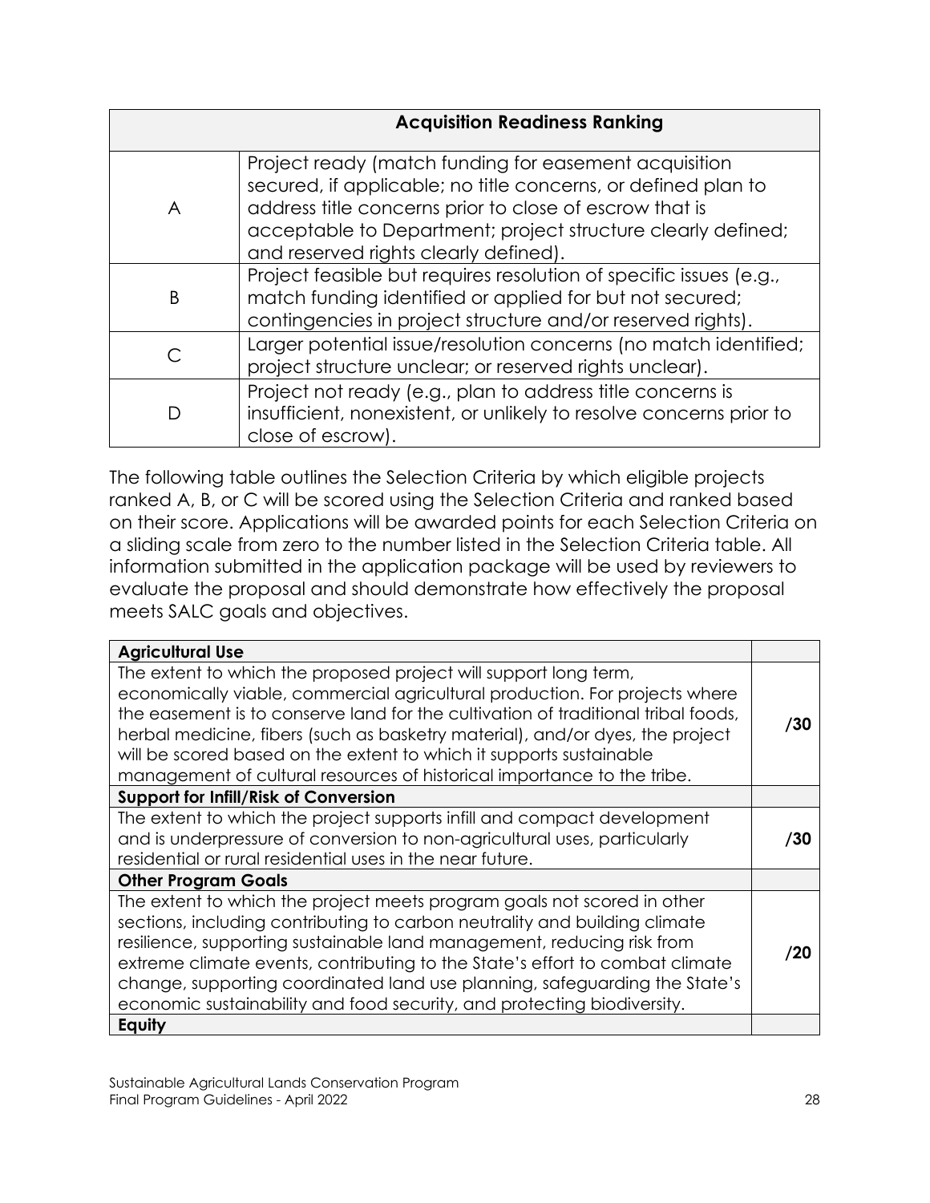| Acquisition Readiness Ranking | |
|---|---|
| A | Project ready (match funding for easement acquisition secured, if applicable; no title concerns, or defined plan to address title concerns prior to close of escrow that is acceptable to Department; project structure clearly defined; and reserved rights clearly defined). |
| B | Project feasible but requires resolution of specific issues (e.g., match funding identified or applied for but not secured; contingencies in project structure and/or reserved rights). |
| C | Larger potential issue/resolution concerns (no match identified; project structure unclear; or reserved rights unclear). |
| D | Project not ready (e.g., plan to address title concerns is insufficient, nonexistent, or unlikely to resolve concerns prior to close of escrow). |

The following table outlines the Selection Criteria by which eligible projects ranked A, B, or C will be scored using the Selection Criteria and ranked based on their score. Applications will be awarded points for each Selection Criteria on a sliding scale from zero to the number listed in the Selection Criteria table. All information submitted in the application package will be used by reviewers to evaluate the proposal and should demonstrate how effectively the proposal meets SALC goals and objectives.

| **Agricultural Use** | |
|---|---|
| The extent to which the proposed project will support long term, economically viable, commercial agricultural production. For projects where the easement is to conserve land for the cultivation of traditional tribal foods, herbal medicine, fibers (such as basketry material), and/or dyes, the project will be scored based on the extent to which it supports sustainable management of cultural resources of historical importance to the tribe. | **/30** |
| **Support for Infill/Risk of Conversion** | |
| The extent to which the project supports infill and compact development and is underpressure of conversion to non-agricultural uses, particularly residential or rural residential uses in the near future. | **/30** |
| **Other Program Goals** | |
| The extent to which the project meets program goals not scored in other sections, including contributing to carbon neutrality and building climate resilience, supporting sustainable land management, reducing risk from extreme climate events, contributing to the State's effort to combat climate change, supporting coordinated land use planning, safeguarding the State's economic sustainability and food security, and protecting biodiversity. | **/20** |
| **Equity** | |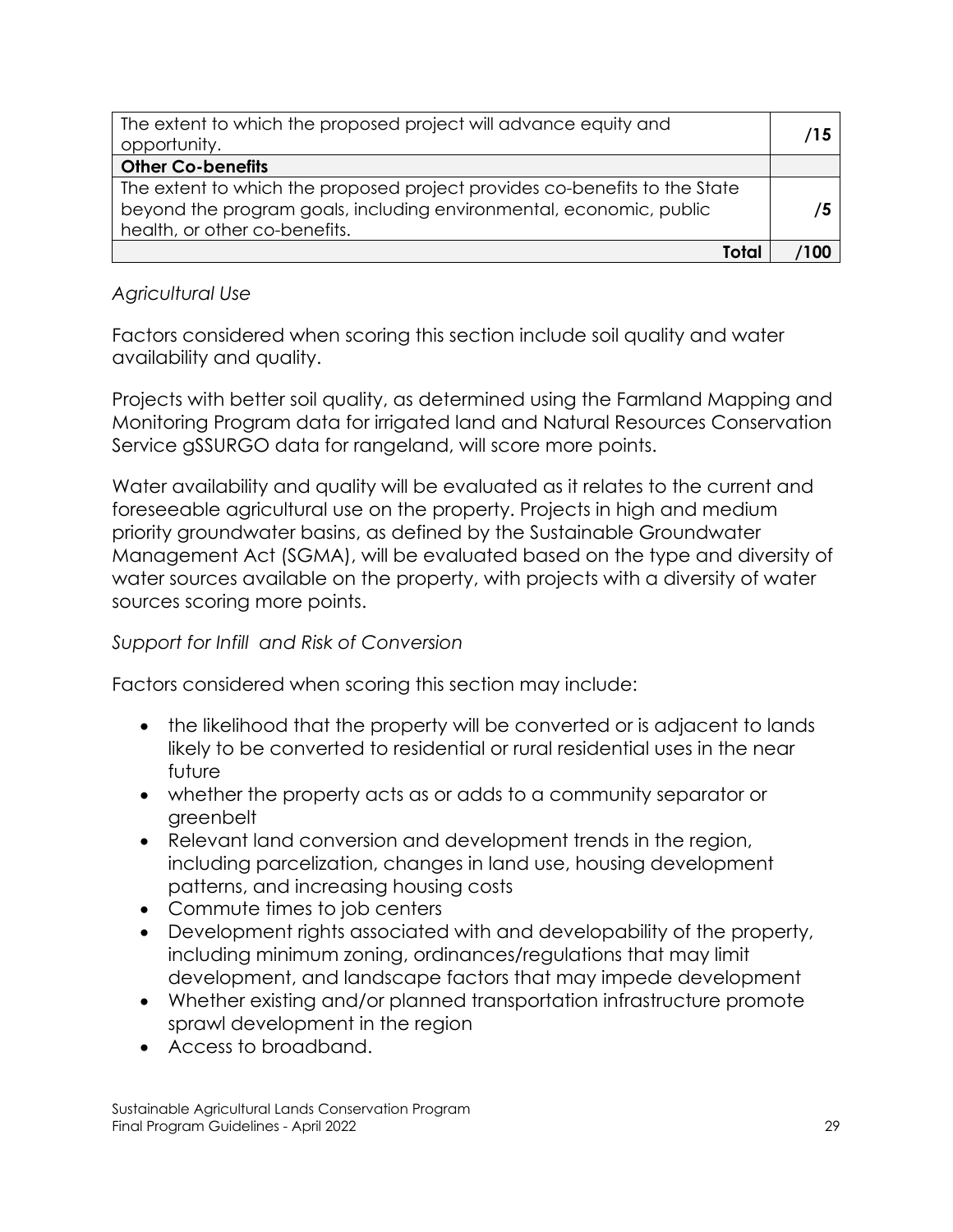| | |
|---|---|
| The extent to which the proposed project will advance equity and opportunity. | **/15** |
| **Other Co-benefits** | |
| The extent to which the proposed project provides co-benefits to the State beyond the program goals, including environmental, economic, public health, or other co-benefits. | **/5** |
| **Total** | **/100** |

*Agricultural Use*

Factors considered when scoring this section include soil quality and water availability and quality.

Projects with better soil quality, as determined using the Farmland Mapping and Monitoring Program data for irrigated land and Natural Resources Conservation Service gSSURGO data for rangeland, will score more points.

Water availability and quality will be evaluated as it relates to the current and foreseeable agricultural use on the property. Projects in high and medium priority groundwater basins, as defined by the Sustainable Groundwater Management Act (SGMA), will be evaluated based on the type and diversity of water sources available on the property, with projects with a diversity of water sources scoring more points.

*Support for Infill  and Risk of Conversion*

Factors considered when scoring this section may include:

- the likelihood that the property will be converted or is adjacent to lands likely to be converted to residential or rural residential uses in the near future
- whether the property acts as or adds to a community separator or greenbelt
- Relevant land conversion and development trends in the region, including parcelization, changes in land use, housing development patterns, and increasing housing costs
- Commute times to job centers
- Development rights associated with and developability of the property, including minimum zoning, ordinances/regulations that may limit development, and landscape factors that may impede development
- Whether existing and/or planned transportation infrastructure promote sprawl development in the region
- Access to broadband.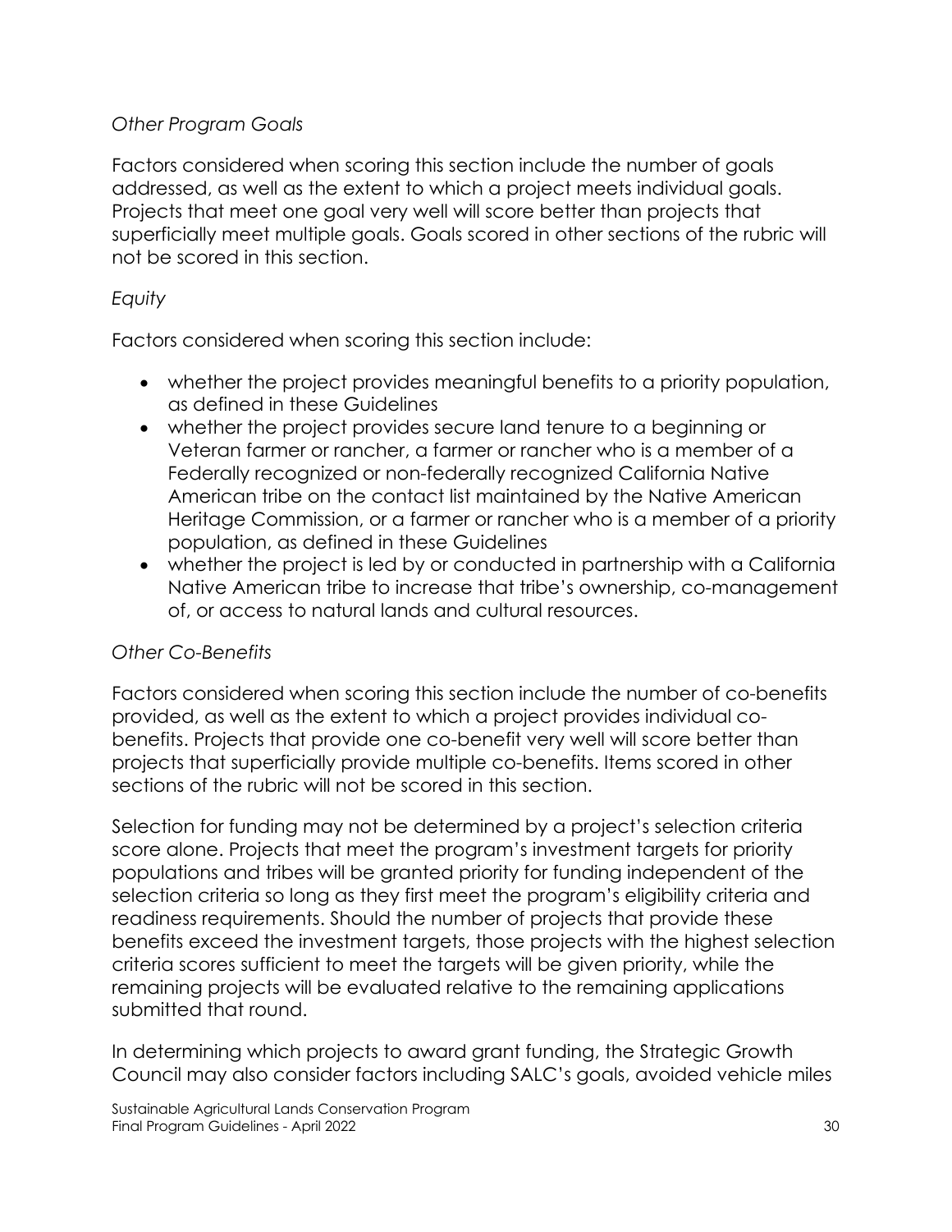*Other Program Goals*

Factors considered when scoring this section include the number of goals addressed, as well as the extent to which a project meets individual goals. Projects that meet one goal very well will score better than projects that superficially meet multiple goals. Goals scored in other sections of the rubric will not be scored in this section.

*Equity*

Factors considered when scoring this section include:

- whether the project provides meaningful benefits to a priority population, as defined in these Guidelines
- whether the project provides secure land tenure to a beginning or Veteran farmer or rancher, a farmer or rancher who is a member of a Federally recognized or non-federally recognized California Native American tribe on the contact list maintained by the Native American Heritage Commission, or a farmer or rancher who is a member of a priority population, as defined in these Guidelines
- whether the project is led by or conducted in partnership with a California Native American tribe to increase that tribe's ownership, co-management of, or access to natural lands and cultural resources.

*Other Co-Benefits*

Factors considered when scoring this section include the number of co-benefits provided, as well as the extent to which a project provides individual co-benefits. Projects that provide one co-benefit very well will score better than projects that superficially provide multiple co-benefits. Items scored in other sections of the rubric will not be scored in this section.

Selection for funding may not be determined by a project's selection criteria score alone. Projects that meet the program's investment targets for priority populations and tribes will be granted priority for funding independent of the selection criteria so long as they first meet the program's eligibility criteria and readiness requirements. Should the number of projects that provide these benefits exceed the investment targets, those projects with the highest selection criteria scores sufficient to meet the targets will be given priority, while the remaining projects will be evaluated relative to the remaining applications submitted that round.

In determining which projects to award grant funding, the Strategic Growth Council may also consider factors including SALC's goals, avoided vehicle miles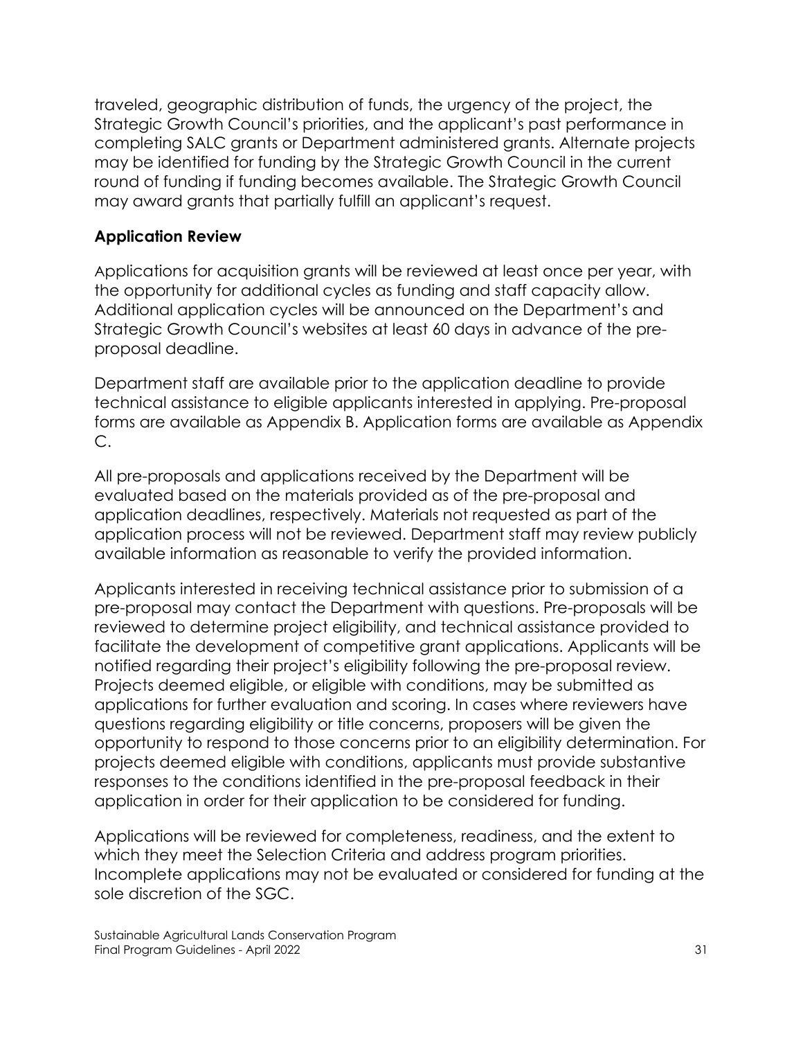traveled, geographic distribution of funds, the urgency of the project, the Strategic Growth Council's priorities, and the applicant's past performance in completing SALC grants or Department administered grants. Alternate projects may be identified for funding by the Strategic Growth Council in the current round of funding if funding becomes available. The Strategic Growth Council may award grants that partially fulfill an applicant's request.

### Application Review

Applications for acquisition grants will be reviewed at least once per year, with the opportunity for additional cycles as funding and staff capacity allow. Additional application cycles will be announced on the Department's and Strategic Growth Council's websites at least 60 days in advance of the pre-proposal deadline.

Department staff are available prior to the application deadline to provide technical assistance to eligible applicants interested in applying. Pre-proposal forms are available as Appendix B. Application forms are available as Appendix C.

All pre-proposals and applications received by the Department will be evaluated based on the materials provided as of the pre-proposal and application deadlines, respectively. Materials not requested as part of the application process will not be reviewed. Department staff may review publicly available information as reasonable to verify the provided information.

Applicants interested in receiving technical assistance prior to submission of a pre-proposal may contact the Department with questions. Pre-proposals will be reviewed to determine project eligibility, and technical assistance provided to facilitate the development of competitive grant applications. Applicants will be notified regarding their project's eligibility following the pre-proposal review. Projects deemed eligible, or eligible with conditions, may be submitted as applications for further evaluation and scoring. In cases where reviewers have questions regarding eligibility or title concerns, proposers will be given the opportunity to respond to those concerns prior to an eligibility determination. For projects deemed eligible with conditions, applicants must provide substantive responses to the conditions identified in the pre-proposal feedback in their application in order for their application to be considered for funding.

Applications will be reviewed for completeness, readiness, and the extent to which they meet the Selection Criteria and address program priorities. Incomplete applications may not be evaluated or considered for funding at the sole discretion of the SGC.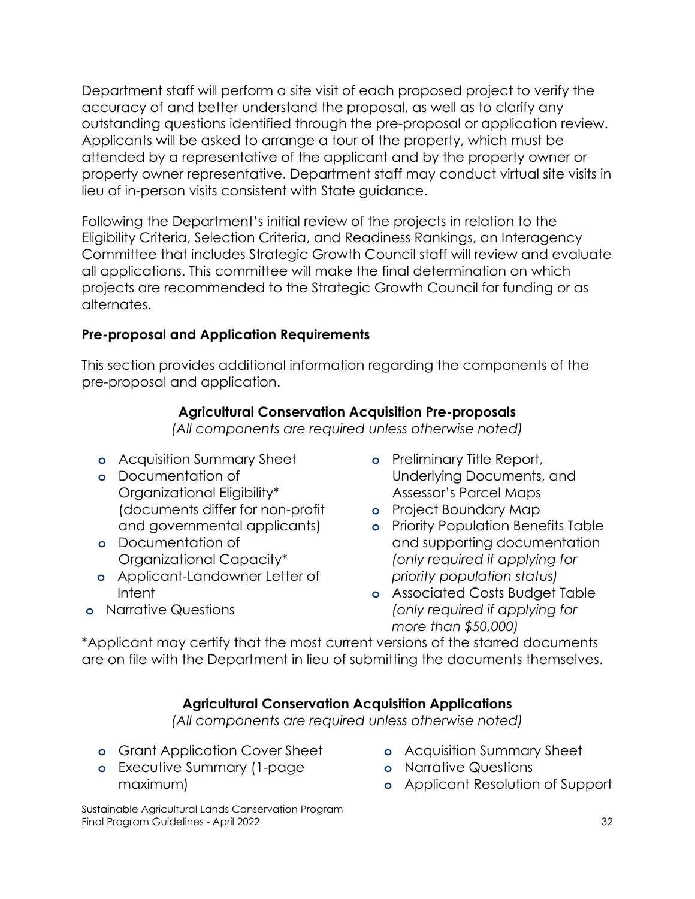Department staff will perform a site visit of each proposed project to verify the accuracy of and better understand the proposal, as well as to clarify any outstanding questions identified through the pre-proposal or application review. Applicants will be asked to arrange a tour of the property, which must be attended by a representative of the applicant and by the property owner or property owner representative. Department staff may conduct virtual site visits in lieu of in-person visits consistent with State guidance.

Following the Department's initial review of the projects in relation to the Eligibility Criteria, Selection Criteria, and Readiness Rankings, an Interagency Committee that includes Strategic Growth Council staff will review and evaluate all applications. This committee will make the final determination on which projects are recommended to the Strategic Growth Council for funding or as alternates.

### Pre-proposal and Application Requirements

This section provides additional information regarding the components of the pre-proposal and application.

**Agricultural Conservation Acquisition Pre-proposals**

*(All components are required unless otherwise noted)*

- Acquisition Summary Sheet
- Documentation of Organizational Eligibility* (documents differ for non-profit and governmental applicants)
- Documentation of Organizational Capacity*
- Applicant-Landowner Letter of Intent
- Narrative Questions
- Preliminary Title Report, Underlying Documents, and Assessor's Parcel Maps
- Project Boundary Map
- Priority Population Benefits Table and supporting documentation *(only required if applying for priority population status)*
- Associated Costs Budget Table *(only required if applying for more than $50,000)*

*Applicant may certify that the most current versions of the starred documents are on file with the Department in lieu of submitting the documents themselves.

**Agricultural Conservation Acquisition Applications**

*(All components are required unless otherwise noted)*

- Grant Application Cover Sheet
- Executive Summary (1-page maximum)
- Acquisition Summary Sheet
- Narrative Questions
- Applicant Resolution of Support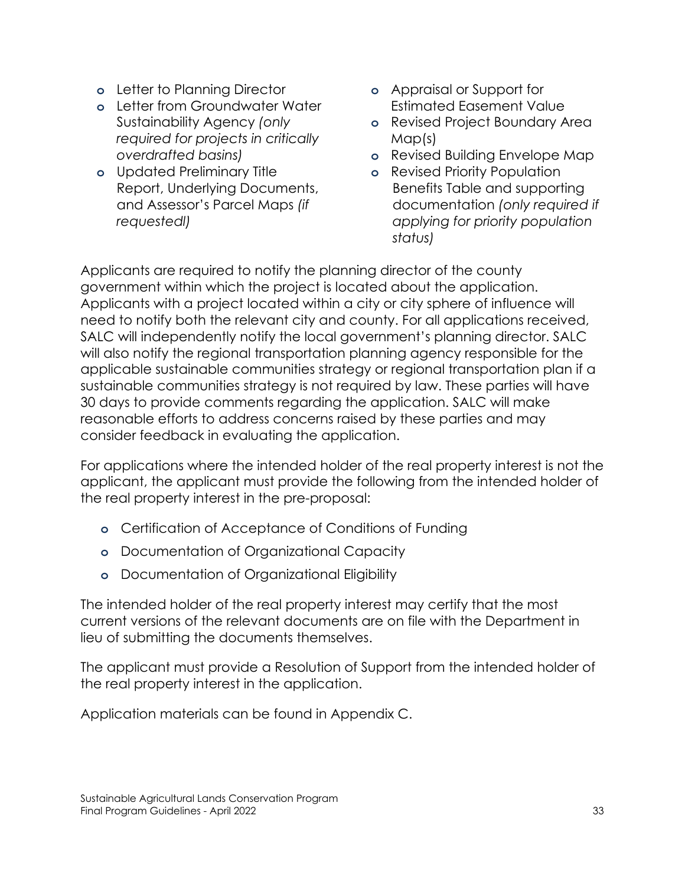- Letter to Planning Director
- Letter from Groundwater Water Sustainability Agency *(only required for projects in critically overdrafted basins)*
- Updated Preliminary Title Report, Underlying Documents, and Assessor's Parcel Maps *(if requestedl)*
- Appraisal or Support for Estimated Easement Value
- Revised Project Boundary Area Map(s)
- Revised Building Envelope Map
- Revised Priority Population Benefits Table and supporting documentation *(only required if applying for priority population status)*

Applicants are required to notify the planning director of the county government within which the project is located about the application. Applicants with a project located within a city or city sphere of influence will need to notify both the relevant city and county. For all applications received, SALC will independently notify the local government's planning director. SALC will also notify the regional transportation planning agency responsible for the applicable sustainable communities strategy or regional transportation plan if a sustainable communities strategy is not required by law. These parties will have 30 days to provide comments regarding the application. SALC will make reasonable efforts to address concerns raised by these parties and may consider feedback in evaluating the application.

For applications where the intended holder of the real property interest is not the applicant, the applicant must provide the following from the intended holder of the real property interest in the pre-proposal:

- Certification of Acceptance of Conditions of Funding
- Documentation of Organizational Capacity
- Documentation of Organizational Eligibility

The intended holder of the real property interest may certify that the most current versions of the relevant documents are on file with the Department in lieu of submitting the documents themselves.

The applicant must provide a Resolution of Support from the intended holder of the real property interest in the application.

Application materials can be found in Appendix C.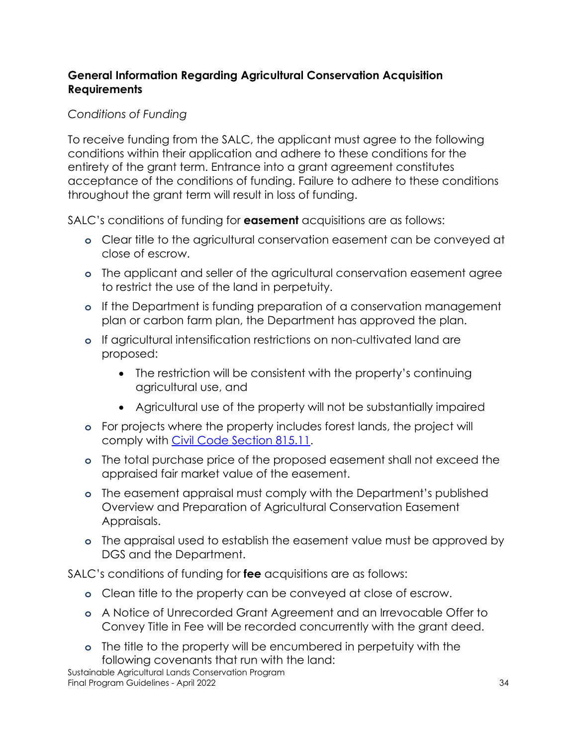**General Information Regarding Agricultural Conservation Acquisition Requirements**

*Conditions of Funding*

To receive funding from the SALC, the applicant must agree to the following conditions within their application and adhere to these conditions for the entirety of the grant term. Entrance into a grant agreement constitutes acceptance of the conditions of funding. Failure to adhere to these conditions throughout the grant term will result in loss of funding.

SALC's conditions of funding for **easement** acquisitions are as follows:

- Clear title to the agricultural conservation easement can be conveyed at close of escrow.
- The applicant and seller of the agricultural conservation easement agree to restrict the use of the land in perpetuity.
- If the Department is funding preparation of a conservation management plan or carbon farm plan, the Department has approved the plan.
- If agricultural intensification restrictions on non-cultivated land are proposed:
    - The restriction will be consistent with the property's continuing agricultural use, and
    - Agricultural use of the property will not be substantially impaired
- For projects where the property includes forest lands, the project will comply with [Civil Code Section 815.11](Civil Code Section 815.11).
- The total purchase price of the proposed easement shall not exceed the appraised fair market value of the easement.
- The easement appraisal must comply with the Department's published Overview and Preparation of Agricultural Conservation Easement Appraisals.
- The appraisal used to establish the easement value must be approved by DGS and the Department.

SALC's conditions of funding for **fee** acquisitions are as follows:

- Clean title to the property can be conveyed at close of escrow.
- A Notice of Unrecorded Grant Agreement and an Irrevocable Offer to Convey Title in Fee will be recorded concurrently with the grant deed.
- The title to the property will be encumbered in perpetuity with the following covenants that run with the land: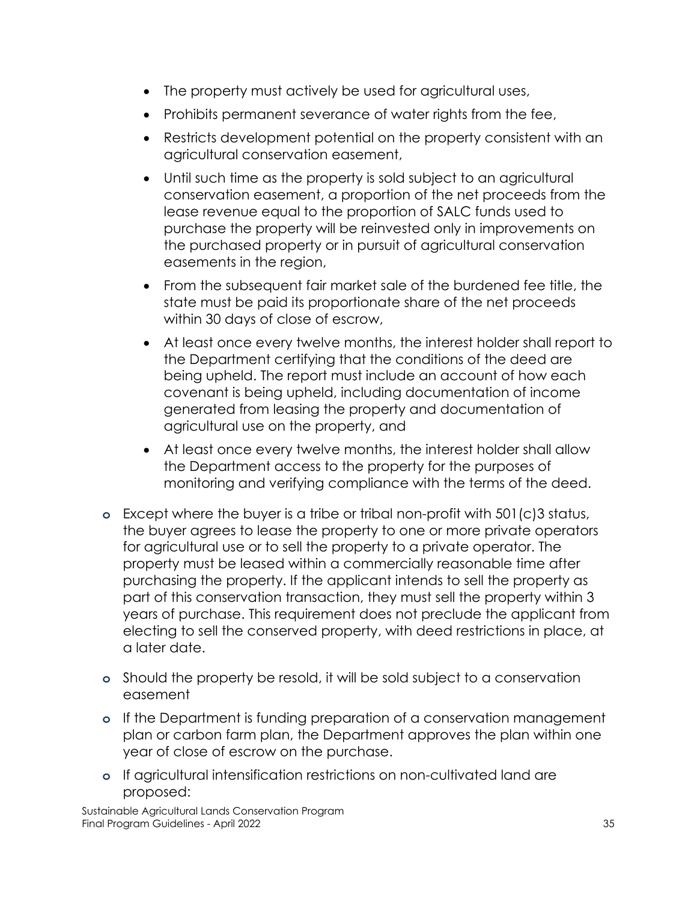- The property must actively be used for agricultural uses,
  - Prohibits permanent severance of water rights from the fee,
  - Restricts development potential on the property consistent with an agricultural conservation easement,
  - Until such time as the property is sold subject to an agricultural conservation easement, a proportion of the net proceeds from the lease revenue equal to the proportion of SALC funds used to purchase the property will be reinvested only in improvements on the purchased property or in pursuit of agricultural conservation easements in the region,
  - From the subsequent fair market sale of the burdened fee title, the state must be paid its proportionate share of the net proceeds within 30 days of close of escrow,
  - At least once every twelve months, the interest holder shall report to the Department certifying that the conditions of the deed are being upheld. The report must include an account of how each covenant is being upheld, including documentation of income generated from leasing the property and documentation of agricultural use on the property, and
  - At least once every twelve months, the interest holder shall allow the Department access to the property for the purposes of monitoring and verifying compliance with the terms of the deed.

- Except where the buyer is a tribe or tribal non-profit with 501(c)3 status, the buyer agrees to lease the property to one or more private operators for agricultural use or to sell the property to a private operator. The property must be leased within a commercially reasonable time after purchasing the property. If the applicant intends to sell the property as part of this conservation transaction, they must sell the property within 3 years of purchase. This requirement does not preclude the applicant from electing to sell the conserved property, with deed restrictions in place, at a later date.
- Should the property be resold, it will be sold subject to a conservation easement
- If the Department is funding preparation of a conservation management plan or carbon farm plan, the Department approves the plan within one year of close of escrow on the purchase.
- If agricultural intensification restrictions on non-cultivated land are proposed: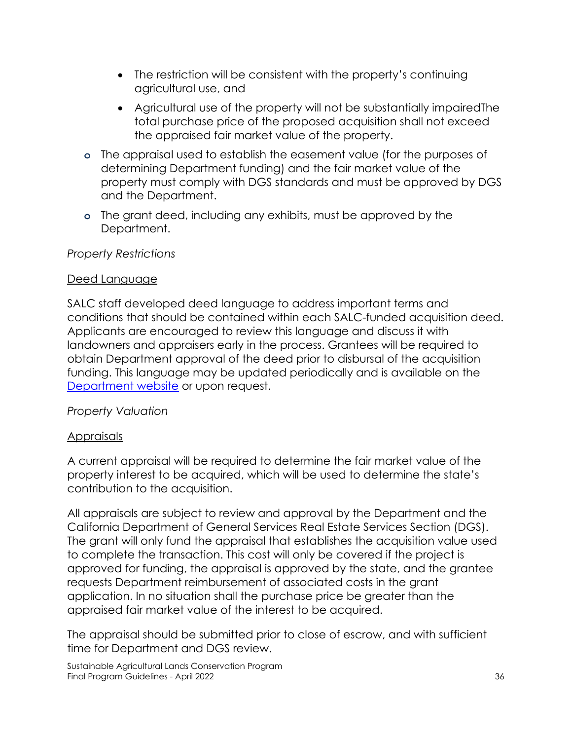- The restriction will be consistent with the property's continuing agricultural use, and
- Agricultural use of the property will not be substantially impairedThe total purchase price of the proposed acquisition shall not exceed the appraised fair market value of the property.

- The appraisal used to establish the easement value (for the purposes of determining Department funding) and the fair market value of the property must comply with DGS standards and must be approved by DGS and the Department.
- The grant deed, including any exhibits, must be approved by the Department.

*Property Restrictions*

Deed Language

SALC staff developed deed language to address important terms and conditions that should be contained within each SALC-funded acquisition deed. Applicants are encouraged to review this language and discuss it with landowners and appraisers early in the process. Grantees will be required to obtain Department approval of the deed prior to disbursal of the acquisition funding. This language may be updated periodically and is available on the Department website or upon request.

*Property Valuation*

Appraisals

A current appraisal will be required to determine the fair market value of the property interest to be acquired, which will be used to determine the state's contribution to the acquisition.

All appraisals are subject to review and approval by the Department and the California Department of General Services Real Estate Services Section (DGS). The grant will only fund the appraisal that establishes the acquisition value used to complete the transaction. This cost will only be covered if the project is approved for funding, the appraisal is approved by the state, and the grantee requests Department reimbursement of associated costs in the grant application. In no situation shall the purchase price be greater than the appraised fair market value of the interest to be acquired.

The appraisal should be submitted prior to close of escrow, and with sufficient time for Department and DGS review.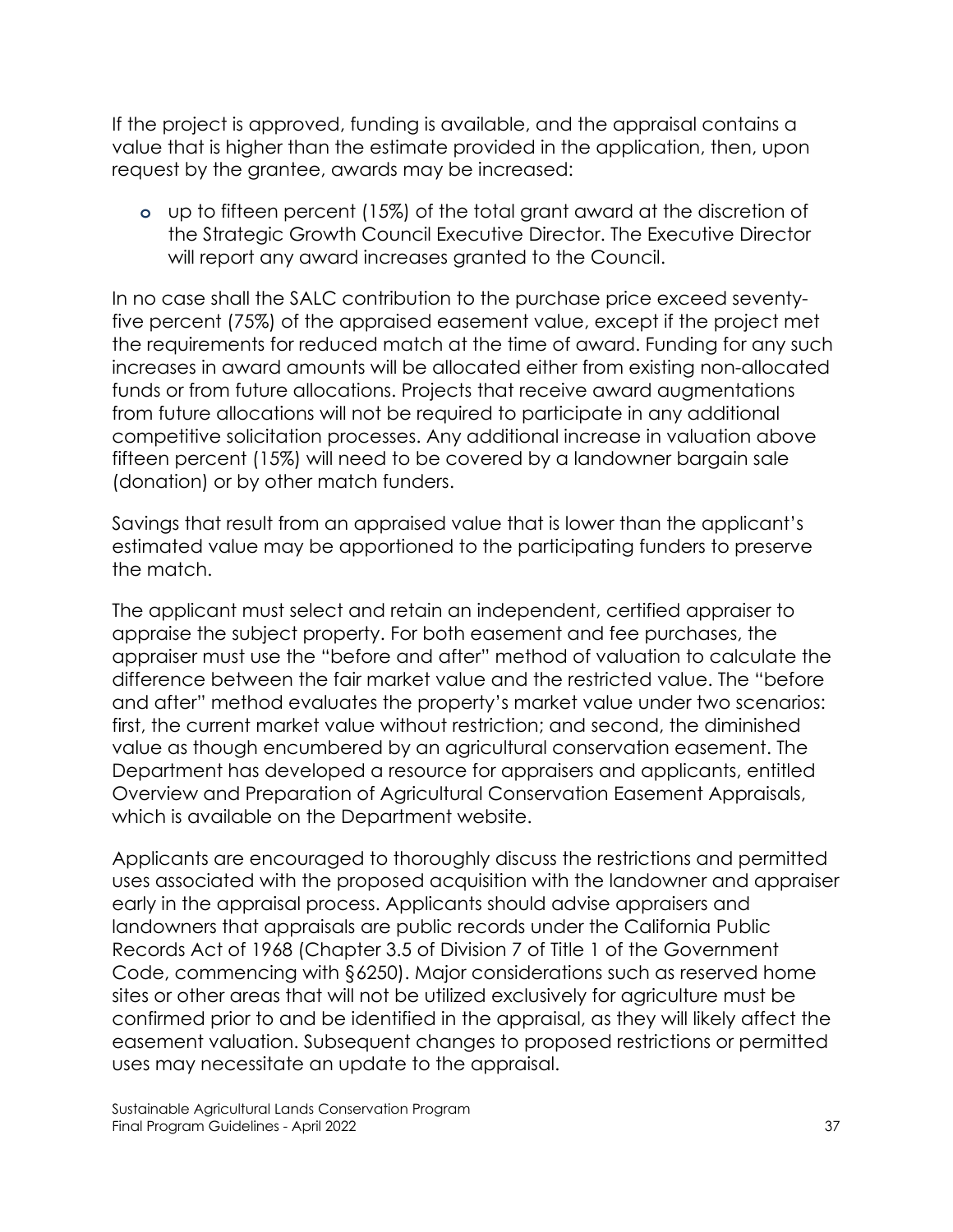If the project is approved, funding is available, and the appraisal contains a value that is higher than the estimate provided in the application, then, upon request by the grantee, awards may be increased:

- up to fifteen percent (15%) of the total grant award at the discretion of the Strategic Growth Council Executive Director. The Executive Director will report any award increases granted to the Council.

In no case shall the SALC contribution to the purchase price exceed seventy-five percent (75%) of the appraised easement value, except if the project met the requirements for reduced match at the time of award. Funding for any such increases in award amounts will be allocated either from existing non-allocated funds or from future allocations. Projects that receive award augmentations from future allocations will not be required to participate in any additional competitive solicitation processes. Any additional increase in valuation above fifteen percent (15%) will need to be covered by a landowner bargain sale (donation) or by other match funders.

Savings that result from an appraised value that is lower than the applicant's estimated value may be apportioned to the participating funders to preserve the match.

The applicant must select and retain an independent, certified appraiser to appraise the subject property. For both easement and fee purchases, the appraiser must use the "before and after" method of valuation to calculate the difference between the fair market value and the restricted value. The "before and after" method evaluates the property's market value under two scenarios: first, the current market value without restriction; and second, the diminished value as though encumbered by an agricultural conservation easement. The Department has developed a resource for appraisers and applicants, entitled Overview and Preparation of Agricultural Conservation Easement Appraisals, which is available on the Department website.

Applicants are encouraged to thoroughly discuss the restrictions and permitted uses associated with the proposed acquisition with the landowner and appraiser early in the appraisal process. Applicants should advise appraisers and landowners that appraisals are public records under the California Public Records Act of 1968 (Chapter 3.5 of Division 7 of Title 1 of the Government Code, commencing with §6250). Major considerations such as reserved home sites or other areas that will not be utilized exclusively for agriculture must be confirmed prior to and be identified in the appraisal, as they will likely affect the easement valuation. Subsequent changes to proposed restrictions or permitted uses may necessitate an update to the appraisal.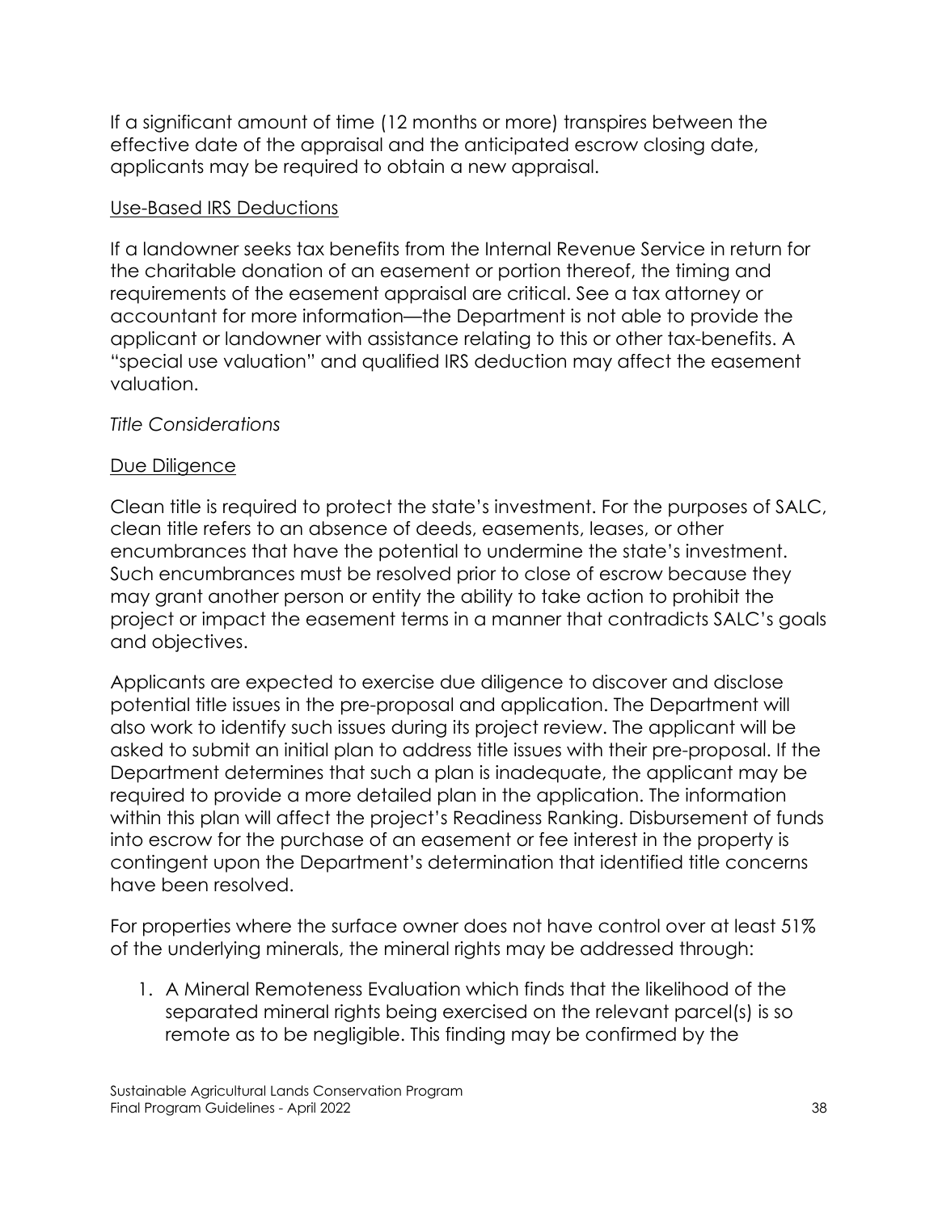If a significant amount of time (12 months or more) transpires between the effective date of the appraisal and the anticipated escrow closing date, applicants may be required to obtain a new appraisal.

Use-Based IRS Deductions

If a landowner seeks tax benefits from the Internal Revenue Service in return for the charitable donation of an easement or portion thereof, the timing and requirements of the easement appraisal are critical. See a tax attorney or accountant for more information—the Department is not able to provide the applicant or landowner with assistance relating to this or other tax-benefits. A "special use valuation" and qualified IRS deduction may affect the easement valuation.

*Title Considerations*

Due Diligence

Clean title is required to protect the state's investment. For the purposes of SALC, clean title refers to an absence of deeds, easements, leases, or other encumbrances that have the potential to undermine the state's investment. Such encumbrances must be resolved prior to close of escrow because they may grant another person or entity the ability to take action to prohibit the project or impact the easement terms in a manner that contradicts SALC's goals and objectives.

Applicants are expected to exercise due diligence to discover and disclose potential title issues in the pre-proposal and application. The Department will also work to identify such issues during its project review. The applicant will be asked to submit an initial plan to address title issues with their pre-proposal. If the Department determines that such a plan is inadequate, the applicant may be required to provide a more detailed plan in the application. The information within this plan will affect the project's Readiness Ranking. Disbursement of funds into escrow for the purchase of an easement or fee interest in the property is contingent upon the Department's determination that identified title concerns have been resolved.

For properties where the surface owner does not have control over at least 51% of the underlying minerals, the mineral rights may be addressed through:

1. A Mineral Remoteness Evaluation which finds that the likelihood of the separated mineral rights being exercised on the relevant parcel(s) is so remote as to be negligible. This finding may be confirmed by the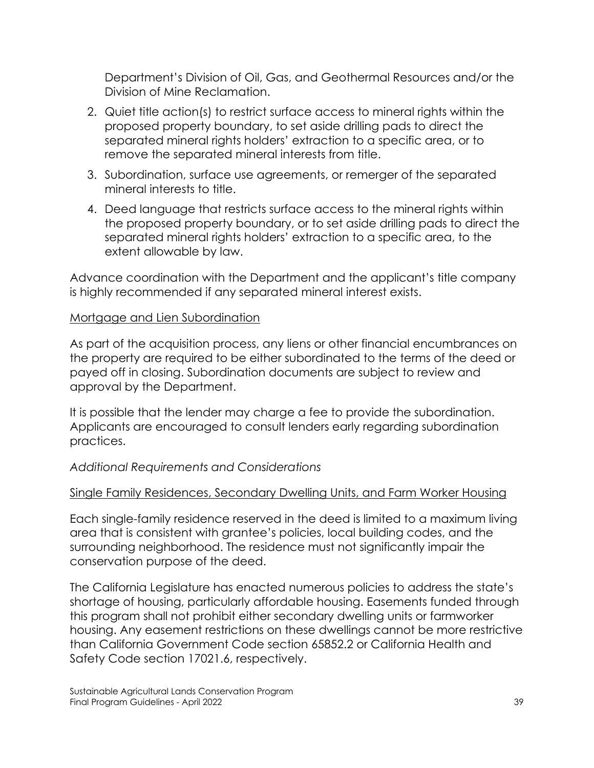Department's Division of Oil, Gas, and Geothermal Resources and/or the Division of Mine Reclamation.

2. Quiet title action(s) to restrict surface access to mineral rights within the proposed property boundary, to set aside drilling pads to direct the separated mineral rights holders' extraction to a specific area, or to remove the separated mineral interests from title.
3. Subordination, surface use agreements, or remerger of the separated mineral interests to title.
4. Deed language that restricts surface access to the mineral rights within the proposed property boundary, or to set aside drilling pads to direct the separated mineral rights holders' extraction to a specific area, to the extent allowable by law.

Advance coordination with the Department and the applicant's title company is highly recommended if any separated mineral interest exists.

<u>Mortgage and Lien Subordination</u>

As part of the acquisition process, any liens or other financial encumbrances on the property are required to be either subordinated to the terms of the deed or payed off in closing. Subordination documents are subject to review and approval by the Department.

It is possible that the lender may charge a fee to provide the subordination. Applicants are encouraged to consult lenders early regarding subordination practices.

*Additional Requirements and Considerations*

<u>Single Family Residences, Secondary Dwelling Units, and Farm Worker Housing</u>

Each single-family residence reserved in the deed is limited to a maximum living area that is consistent with grantee's policies, local building codes, and the surrounding neighborhood. The residence must not significantly impair the conservation purpose of the deed.

The California Legislature has enacted numerous policies to address the state's shortage of housing, particularly affordable housing. Easements funded through this program shall not prohibit either secondary dwelling units or farmworker housing. Any easement restrictions on these dwellings cannot be more restrictive than California Government Code section 65852.2 or California Health and Safety Code section 17021.6, respectively.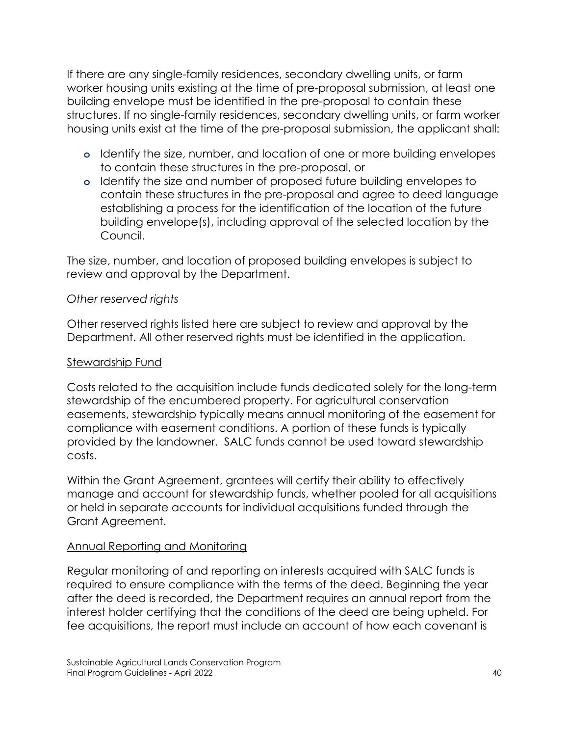If there are any single-family residences, secondary dwelling units, or farm worker housing units existing at the time of pre-proposal submission, at least one building envelope must be identified in the pre-proposal to contain these structures. If no single-family residences, secondary dwelling units, or farm worker housing units exist at the time of the pre-proposal submission, the applicant shall:

- Identify the size, number, and location of one or more building envelopes to contain these structures in the pre-proposal, or
- Identify the size and number of proposed future building envelopes to contain these structures in the pre-proposal and agree to deed language establishing a process for the identification of the location of the future building envelope(s), including approval of the selected location by the Council.

The size, number, and location of proposed building envelopes is subject to review and approval by the Department.

*Other reserved rights*

Other reserved rights listed here are subject to review and approval by the Department. All other reserved rights must be identified in the application.

<u>Stewardship Fund</u>

Costs related to the acquisition include funds dedicated solely for the long-term stewardship of the encumbered property. For agricultural conservation easements, stewardship typically means annual monitoring of the easement for compliance with easement conditions. A portion of these funds is typically provided by the landowner. SALC funds cannot be used toward stewardship costs.

Within the Grant Agreement, grantees will certify their ability to effectively manage and account for stewardship funds, whether pooled for all acquisitions or held in separate accounts for individual acquisitions funded through the Grant Agreement.

<u>Annual Reporting and Monitoring</u>

Regular monitoring of and reporting on interests acquired with SALC funds is required to ensure compliance with the terms of the deed. Beginning the year after the deed is recorded, the Department requires an annual report from the interest holder certifying that the conditions of the deed are being upheld. For fee acquisitions, the report must include an account of how each covenant is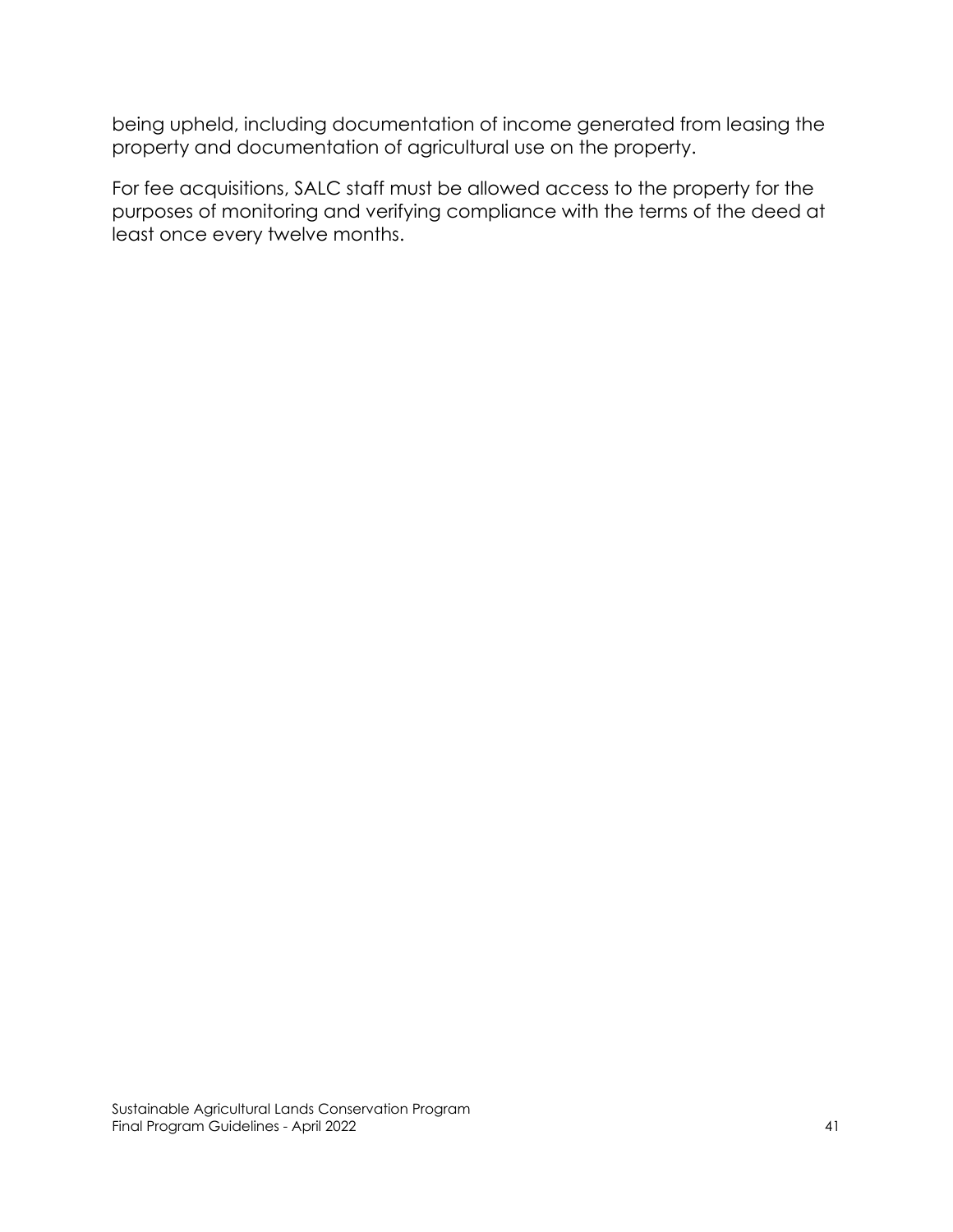being upheld, including documentation of income generated from leasing the property and documentation of agricultural use on the property.

For fee acquisitions, SALC staff must be allowed access to the property for the purposes of monitoring and verifying compliance with the terms of the deed at least once every twelve months.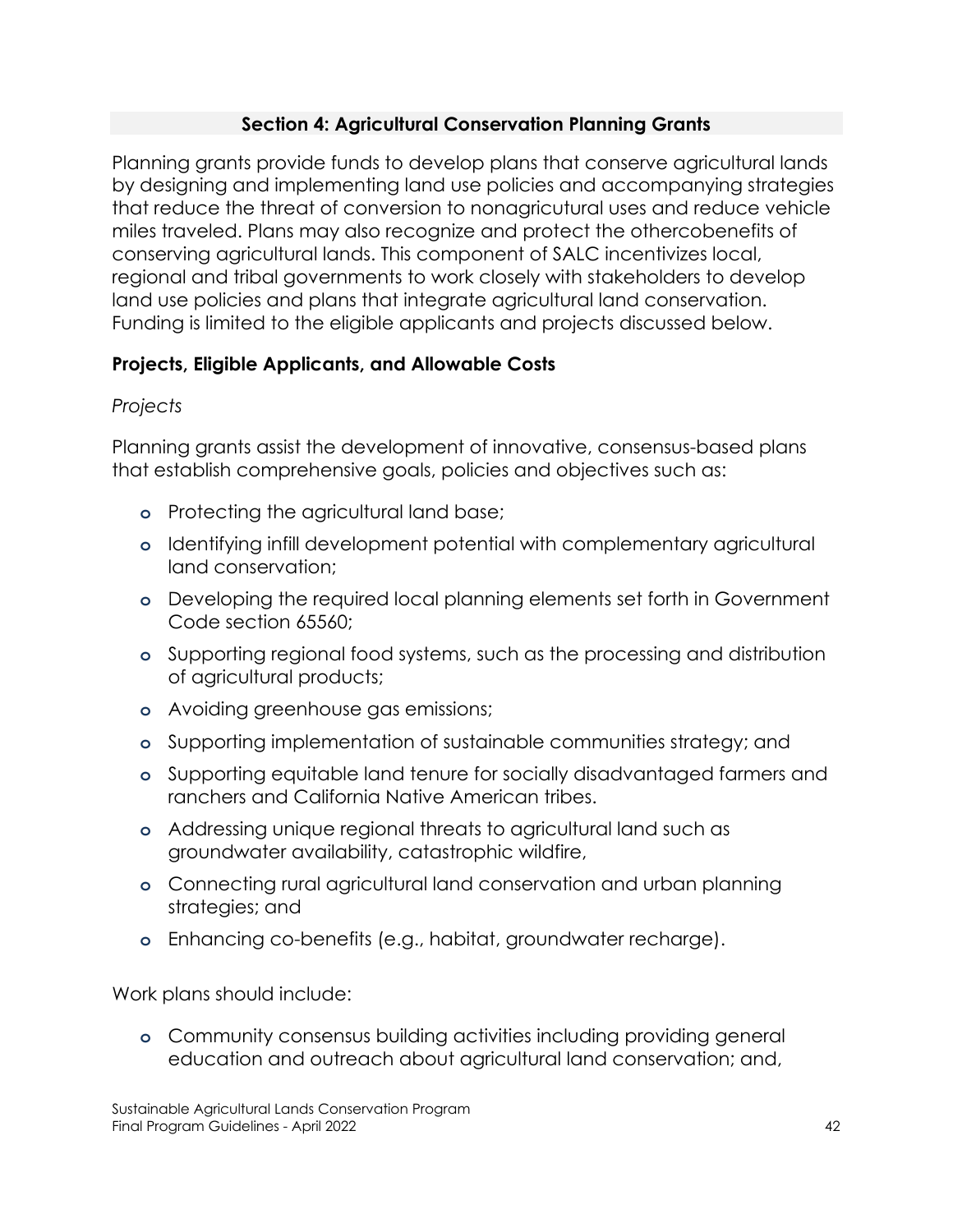## Section 4: Agricultural Conservation Planning Grants

Planning grants provide funds to develop plans that conserve agricultural lands by designing and implementing land use policies and accompanying strategies that reduce the threat of conversion to nonagricutural uses and reduce vehicle miles traveled. Plans may also recognize and protect the othercobenefits of conserving agricultural lands. This component of SALC incentivizes local, regional and tribal governments to work closely with stakeholders to develop land use policies and plans that integrate agricultural land conservation. Funding is limited to the eligible applicants and projects discussed below.

### Projects, Eligible Applicants, and Allowable Costs

*Projects*

Planning grants assist the development of innovative, consensus-based plans that establish comprehensive goals, policies and objectives such as:

- Protecting the agricultural land base;
- Identifying infill development potential with complementary agricultural land conservation;
- Developing the required local planning elements set forth in Government Code section 65560;
- Supporting regional food systems, such as the processing and distribution of agricultural products;
- Avoiding greenhouse gas emissions;
- Supporting implementation of sustainable communities strategy; and
- Supporting equitable land tenure for socially disadvantaged farmers and ranchers and California Native American tribes.
- Addressing unique regional threats to agricultural land such as groundwater availability, catastrophic wildfire,
- Connecting rural agricultural land conservation and urban planning strategies; and
- Enhancing co-benefits (e.g., habitat, groundwater recharge).

Work plans should include:

- Community consensus building activities including providing general education and outreach about agricultural land conservation; and,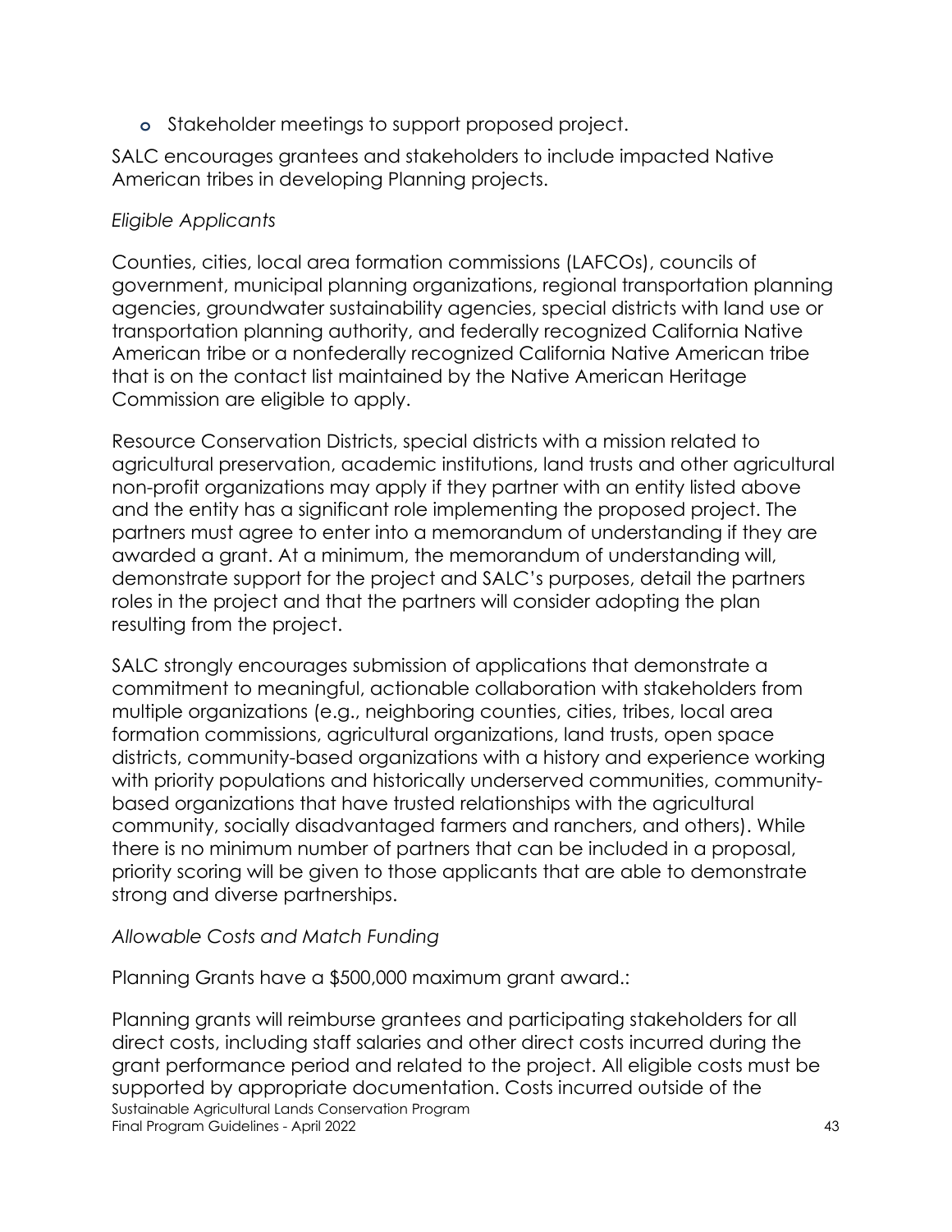- Stakeholder meetings to support proposed project.

SALC encourages grantees and stakeholders to include impacted Native American tribes in developing Planning projects.

*Eligible Applicants*

Counties, cities, local area formation commissions (LAFCOs), councils of government, municipal planning organizations, regional transportation planning agencies, groundwater sustainability agencies, special districts with land use or transportation planning authority, and federally recognized California Native American tribe or a nonfederally recognized California Native American tribe that is on the contact list maintained by the Native American Heritage Commission are eligible to apply.

Resource Conservation Districts, special districts with a mission related to agricultural preservation, academic institutions, land trusts and other agricultural non-profit organizations may apply if they partner with an entity listed above and the entity has a significant role implementing the proposed project. The partners must agree to enter into a memorandum of understanding if they are awarded a grant. At a minimum, the memorandum of understanding will, demonstrate support for the project and SALC's purposes, detail the partners roles in the project and that the partners will consider adopting the plan resulting from the project.

SALC strongly encourages submission of applications that demonstrate a commitment to meaningful, actionable collaboration with stakeholders from multiple organizations (e.g., neighboring counties, cities, tribes, local area formation commissions, agricultural organizations, land trusts, open space districts, community-based organizations with a history and experience working with priority populations and historically underserved communities, community-based organizations that have trusted relationships with the agricultural community, socially disadvantaged farmers and ranchers, and others). While there is no minimum number of partners that can be included in a proposal, priority scoring will be given to those applicants that are able to demonstrate strong and diverse partnerships.

*Allowable Costs and Match Funding*

Planning Grants have a $500,000 maximum grant award.:

Planning grants will reimburse grantees and participating stakeholders for all direct costs, including staff salaries and other direct costs incurred during the grant performance period and related to the project. All eligible costs must be supported by appropriate documentation. Costs incurred outside of the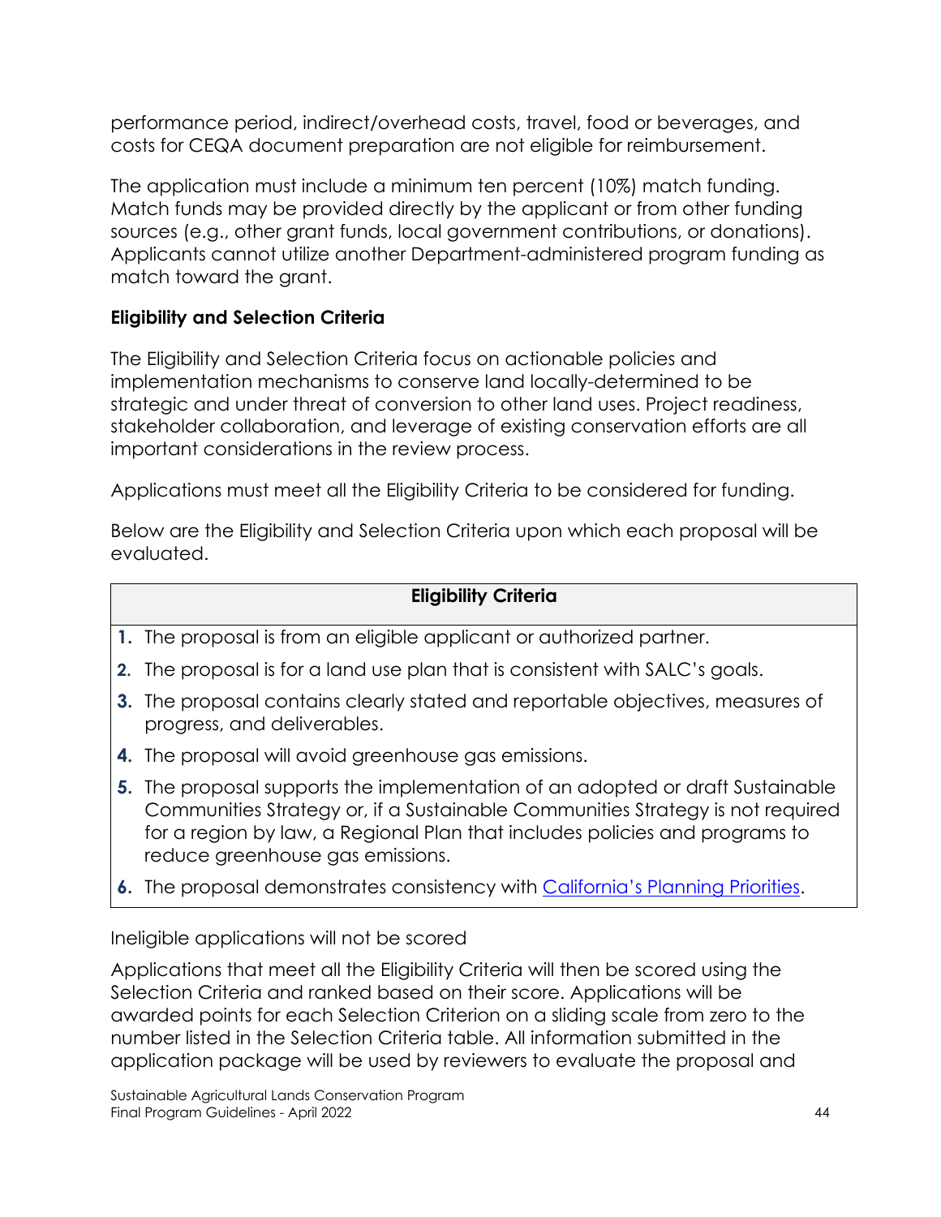performance period, indirect/overhead costs, travel, food or beverages, and costs for CEQA document preparation are not eligible for reimbursement.

The application must include a minimum ten percent (10%) match funding. Match funds may be provided directly by the applicant or from other funding sources (e.g., other grant funds, local government contributions, or donations). Applicants cannot utilize another Department-administered program funding as match toward the grant.

### Eligibility and Selection Criteria

The Eligibility and Selection Criteria focus on actionable policies and implementation mechanisms to conserve land locally-determined to be strategic and under threat of conversion to other land uses. Project readiness, stakeholder collaboration, and leverage of existing conservation efforts are all important considerations in the review process.

Applications must meet all the Eligibility Criteria to be considered for funding.

Below are the Eligibility and Selection Criteria upon which each proposal will be evaluated.

| Eligibility Criteria |
| --- |
| **1.** The proposal is from an eligible applicant or authorized partner. |
| **2.** The proposal is for a land use plan that is consistent with SALC's goals. |
| **3.** The proposal contains clearly stated and reportable objectives, measures of progress, and deliverables. |
| **4.** The proposal will avoid greenhouse gas emissions. |
| **5.** The proposal supports the implementation of an adopted or draft Sustainable Communities Strategy or, if a Sustainable Communities Strategy is not required for a region by law, a Regional Plan that includes policies and programs to reduce greenhouse gas emissions. |
| **6.** The proposal demonstrates consistency with California's Planning Priorities. |

Ineligible applications will not be scored

Applications that meet all the Eligibility Criteria will then be scored using the Selection Criteria and ranked based on their score. Applications will be awarded points for each Selection Criterion on a sliding scale from zero to the number listed in the Selection Criteria table. All information submitted in the application package will be used by reviewers to evaluate the proposal and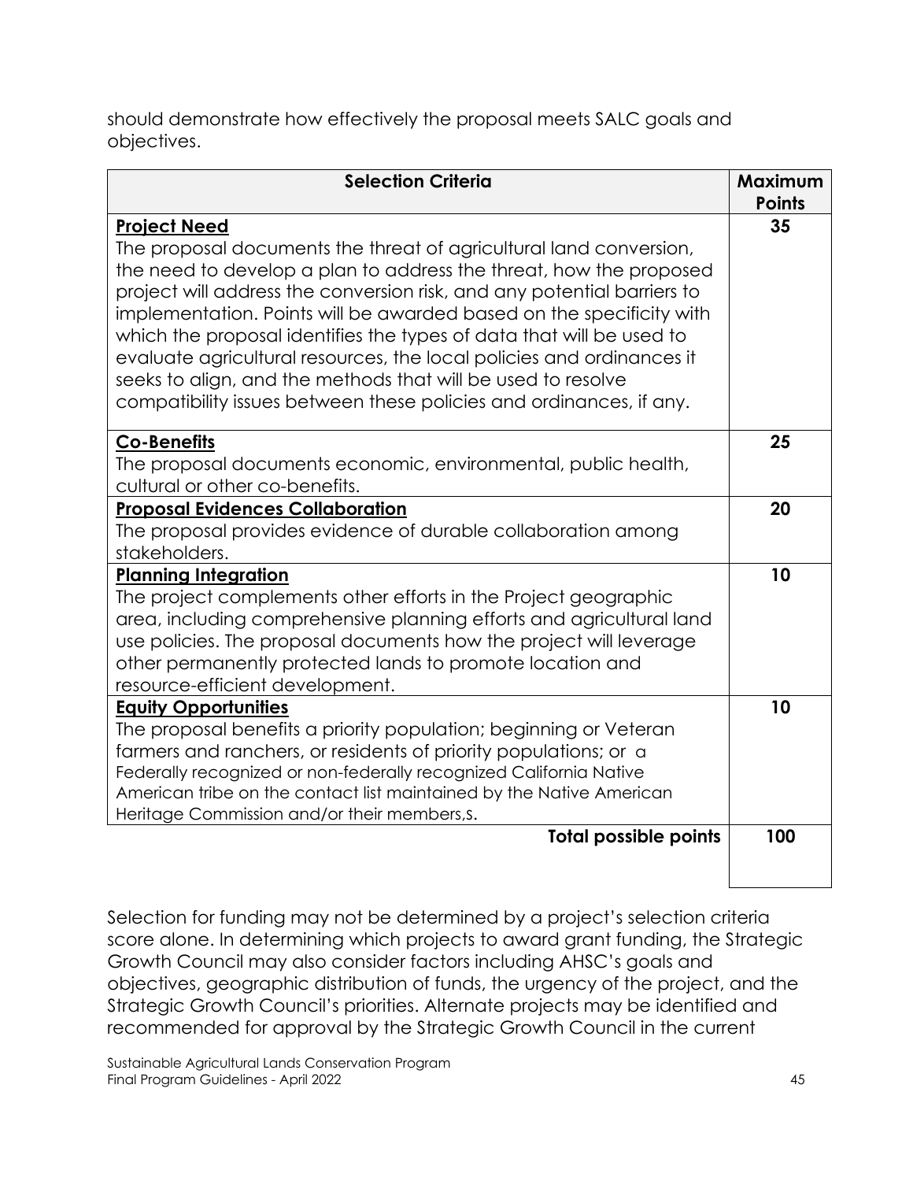should demonstrate how effectively the proposal meets SALC goals and objectives.

| Selection Criteria | Maximum Points |
|---|---|
| **Project Need**<br>The proposal documents the threat of agricultural land conversion, the need to develop a plan to address the threat, how the proposed project will address the conversion risk, and any potential barriers to implementation. Points will be awarded based on the specificity with which the proposal identifies the types of data that will be used to evaluate agricultural resources, the local policies and ordinances it seeks to align, and the methods that will be used to resolve compatibility issues between these policies and ordinances, if any. | **35** |
| **Co-Benefits**<br>The proposal documents economic, environmental, public health, cultural or other co-benefits. | **25** |
| **Proposal Evidences Collaboration**<br>The proposal provides evidence of durable collaboration among stakeholders. | **20** |
| **Planning Integration**<br>The project complements other efforts in the Project geographic area, including comprehensive planning efforts and agricultural land use policies. The proposal documents how the project will leverage other permanently protected lands to promote location and resource-efficient development. | **10** |
| **Equity Opportunities**<br>The proposal benefits a priority population; beginning or Veteran farmers and ranchers, or residents of priority populations; or a Federally recognized or non-federally recognized California Native American tribe on the contact list maintained by the Native American Heritage Commission and/or their members,s. | **10** |
| **Total possible points** | **100** |

Selection for funding may not be determined by a project's selection criteria score alone. In determining which projects to award grant funding, the Strategic Growth Council may also consider factors including AHSC's goals and objectives, geographic distribution of funds, the urgency of the project, and the Strategic Growth Council's priorities. Alternate projects may be identified and recommended for approval by the Strategic Growth Council in the current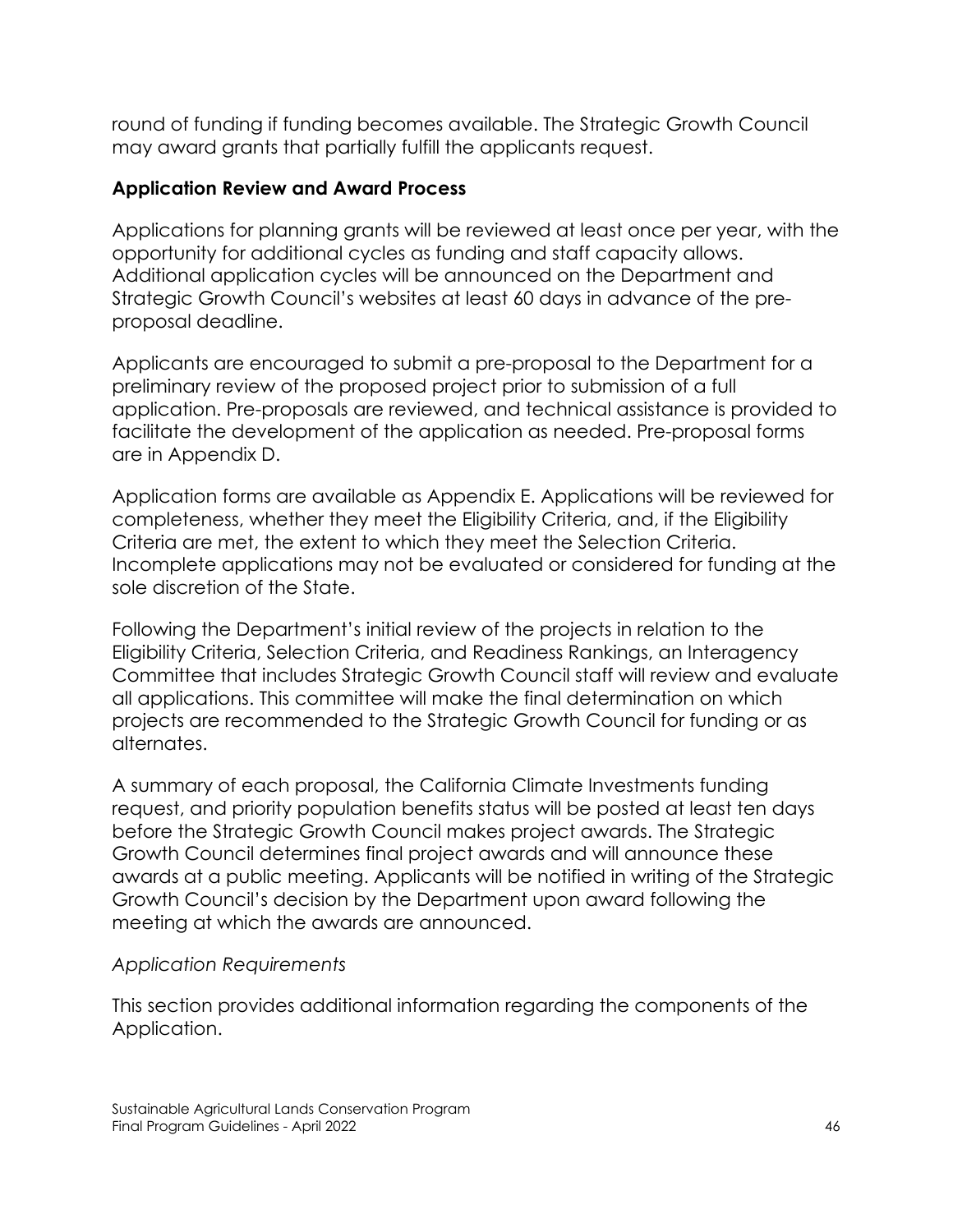round of funding if funding becomes available. The Strategic Growth Council may award grants that partially fulfill the applicants request.

### Application Review and Award Process

Applications for planning grants will be reviewed at least once per year, with the opportunity for additional cycles as funding and staff capacity allows. Additional application cycles will be announced on the Department and Strategic Growth Council's websites at least 60 days in advance of the pre-proposal deadline.

Applicants are encouraged to submit a pre-proposal to the Department for a preliminary review of the proposed project prior to submission of a full application. Pre-proposals are reviewed, and technical assistance is provided to facilitate the development of the application as needed. Pre-proposal forms are in Appendix D.

Application forms are available as Appendix E. Applications will be reviewed for completeness, whether they meet the Eligibility Criteria, and, if the Eligibility Criteria are met, the extent to which they meet the Selection Criteria. Incomplete applications may not be evaluated or considered for funding at the sole discretion of the State.

Following the Department's initial review of the projects in relation to the Eligibility Criteria, Selection Criteria, and Readiness Rankings, an Interagency Committee that includes Strategic Growth Council staff will review and evaluate all applications. This committee will make the final determination on which projects are recommended to the Strategic Growth Council for funding or as alternates.

A summary of each proposal, the California Climate Investments funding request, and priority population benefits status will be posted at least ten days before the Strategic Growth Council makes project awards. The Strategic Growth Council determines final project awards and will announce these awards at a public meeting. Applicants will be notified in writing of the Strategic Growth Council's decision by the Department upon award following the meeting at which the awards are announced.

*Application Requirements*

This section provides additional information regarding the components of the Application.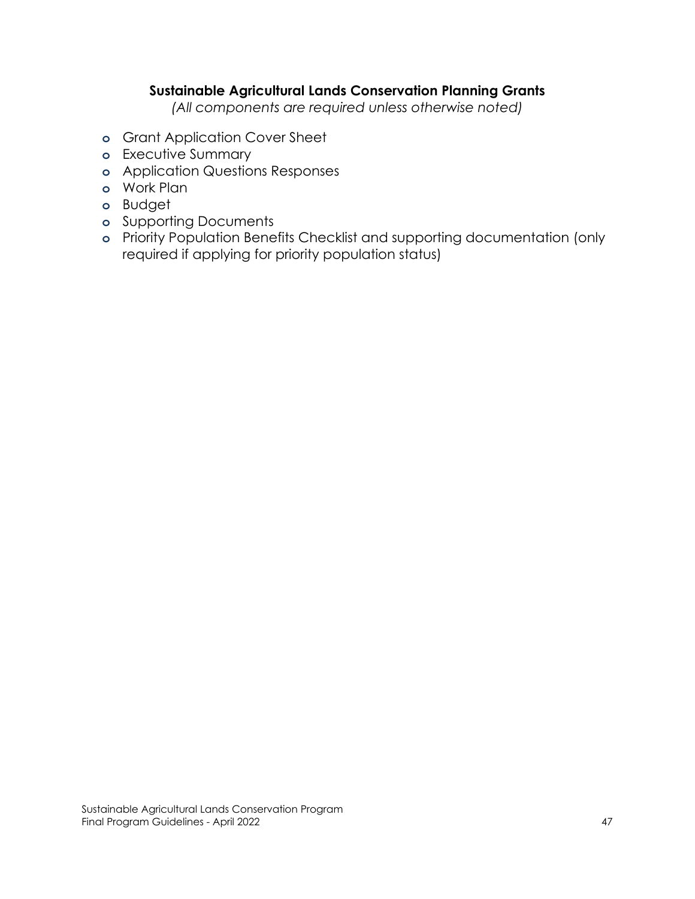### Sustainable Agricultural Lands Conservation Planning Grants

*(All components are required unless otherwise noted)*

- Grant Application Cover Sheet
- Executive Summary
- Application Questions Responses
- Work Plan
- Budget
- Supporting Documents
- Priority Population Benefits Checklist and supporting documentation (only required if applying for priority population status)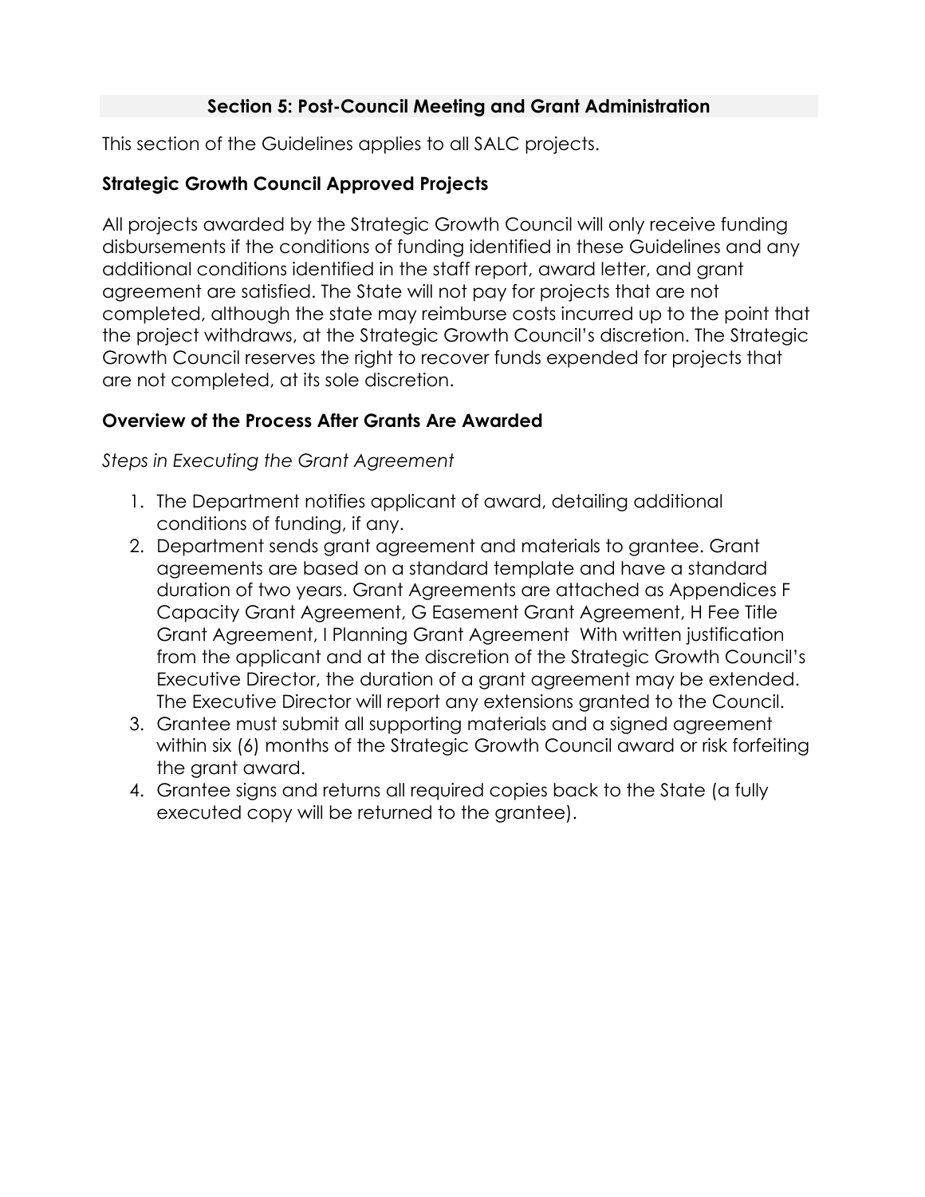## Section 5: Post-Council Meeting and Grant Administration

This section of the Guidelines applies to all SALC projects.

### Strategic Growth Council Approved Projects

All projects awarded by the Strategic Growth Council will only receive funding disbursements if the conditions of funding identified in these Guidelines and any additional conditions identified in the staff report, award letter, and grant agreement are satisfied. The State will not pay for projects that are not completed, although the state may reimburse costs incurred up to the point that the project withdraws, at the Strategic Growth Council's discretion. The Strategic Growth Council reserves the right to recover funds expended for projects that are not completed, at its sole discretion.

### Overview of the Process After Grants Are Awarded

*Steps in Executing the Grant Agreement*

1. The Department notifies applicant of award, detailing additional conditions of funding, if any.
2. Department sends grant agreement and materials to grantee. Grant agreements are based on a standard template and have a standard duration of two years. Grant Agreements are attached as Appendices F Capacity Grant Agreement, G Easement Grant Agreement, H Fee Title Grant Agreement, I Planning Grant Agreement With written justification from the applicant and at the discretion of the Strategic Growth Council's Executive Director, the duration of a grant agreement may be extended. The Executive Director will report any extensions granted to the Council.
3. Grantee must submit all supporting materials and a signed agreement within six (6) months of the Strategic Growth Council award or risk forfeiting the grant award.
4. Grantee signs and returns all required copies back to the State (a fully executed copy will be returned to the grantee).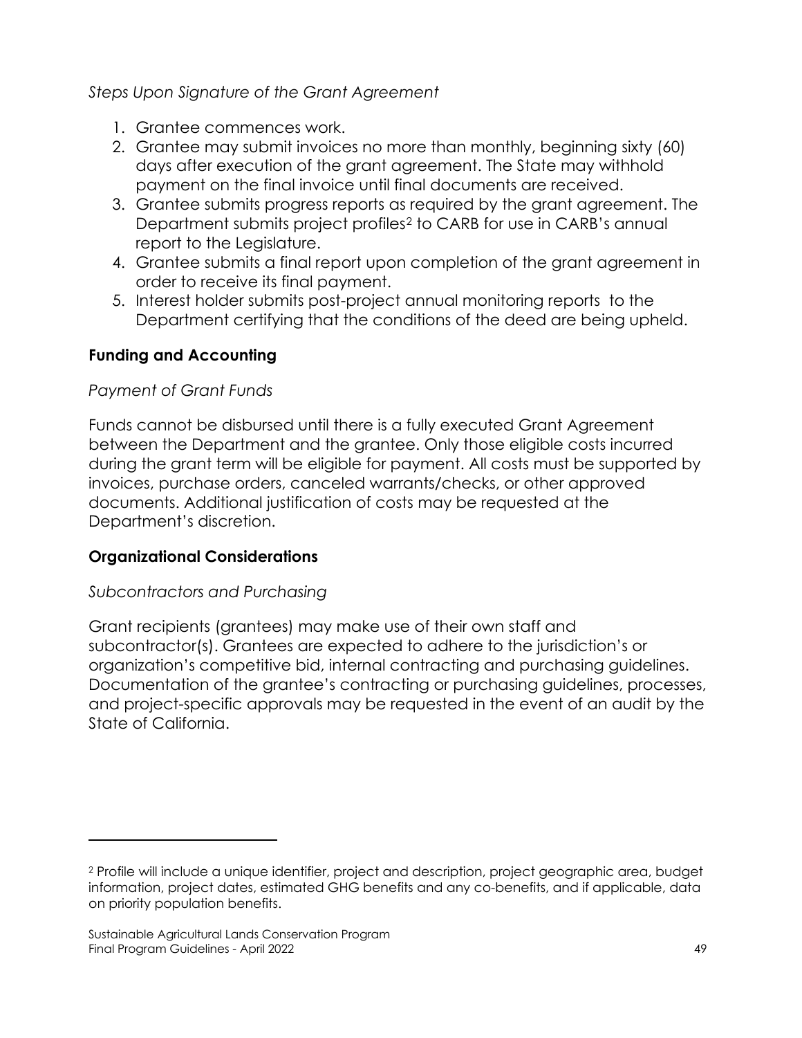*Steps Upon Signature of the Grant Agreement*

1. Grantee commences work.
2. Grantee may submit invoices no more than monthly, beginning sixty (60) days after execution of the grant agreement. The State may withhold payment on the final invoice until final documents are received.
3. Grantee submits progress reports as required by the grant agreement. The Department submits project profiles[2] to CARB for use in CARB's annual report to the Legislature.
4. Grantee submits a final report upon completion of the grant agreement in order to receive its final payment.
5. Interest holder submits post-project annual monitoring reports to the Department certifying that the conditions of the deed are being upheld.

## Funding and Accounting

*Payment of Grant Funds*

Funds cannot be disbursed until there is a fully executed Grant Agreement between the Department and the grantee. Only those eligible costs incurred during the grant term will be eligible for payment. All costs must be supported by invoices, purchase orders, canceled warrants/checks, or other approved documents. Additional justification of costs may be requested at the Department's discretion.

## Organizational Considerations

*Subcontractors and Purchasing*

Grant recipients (grantees) may make use of their own staff and subcontractor(s). Grantees are expected to adhere to the jurisdiction's or organization's competitive bid, internal contracting and purchasing guidelines. Documentation of the grantee's contracting or purchasing guidelines, processes, and project-specific approvals may be requested in the event of an audit by the State of California.

---

[2] Profile will include a unique identifier, project and description, project geographic area, budget information, project dates, estimated GHG benefits and any co-benefits, and if applicable, data on priority population benefits.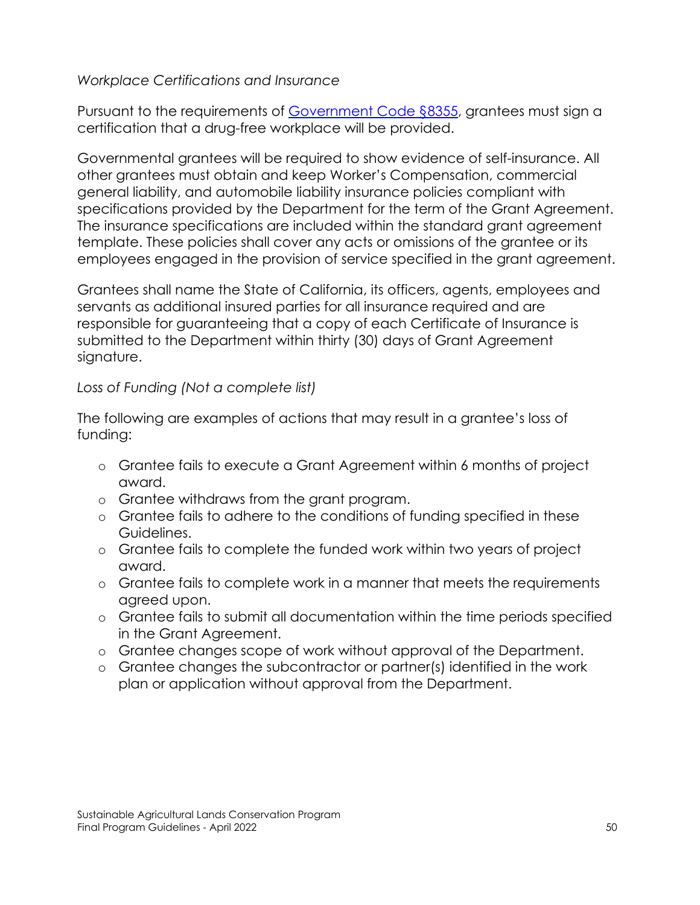*Workplace Certifications and Insurance*

Pursuant to the requirements of [Government Code §8355](), grantees must sign a certification that a drug-free workplace will be provided.

Governmental grantees will be required to show evidence of self-insurance. All other grantees must obtain and keep Worker's Compensation, commercial general liability, and automobile liability insurance policies compliant with specifications provided by the Department for the term of the Grant Agreement. The insurance specifications are included within the standard grant agreement template. These policies shall cover any acts or omissions of the grantee or its employees engaged in the provision of service specified in the grant agreement.

Grantees shall name the State of California, its officers, agents, employees and servants as additional insured parties for all insurance required and are responsible for guaranteeing that a copy of each Certificate of Insurance is submitted to the Department within thirty (30) days of Grant Agreement signature.

*Loss of Funding (Not a complete list)*

The following are examples of actions that may result in a grantee's loss of funding:

- Grantee fails to execute a Grant Agreement within 6 months of project award.
- Grantee withdraws from the grant program.
- Grantee fails to adhere to the conditions of funding specified in these Guidelines.
- Grantee fails to complete the funded work within two years of project award.
- Grantee fails to complete work in a manner that meets the requirements agreed upon.
- Grantee fails to submit all documentation within the time periods specified in the Grant Agreement.
- Grantee changes scope of work without approval of the Department.
- Grantee changes the subcontractor or partner(s) identified in the work plan or application without approval from the Department.